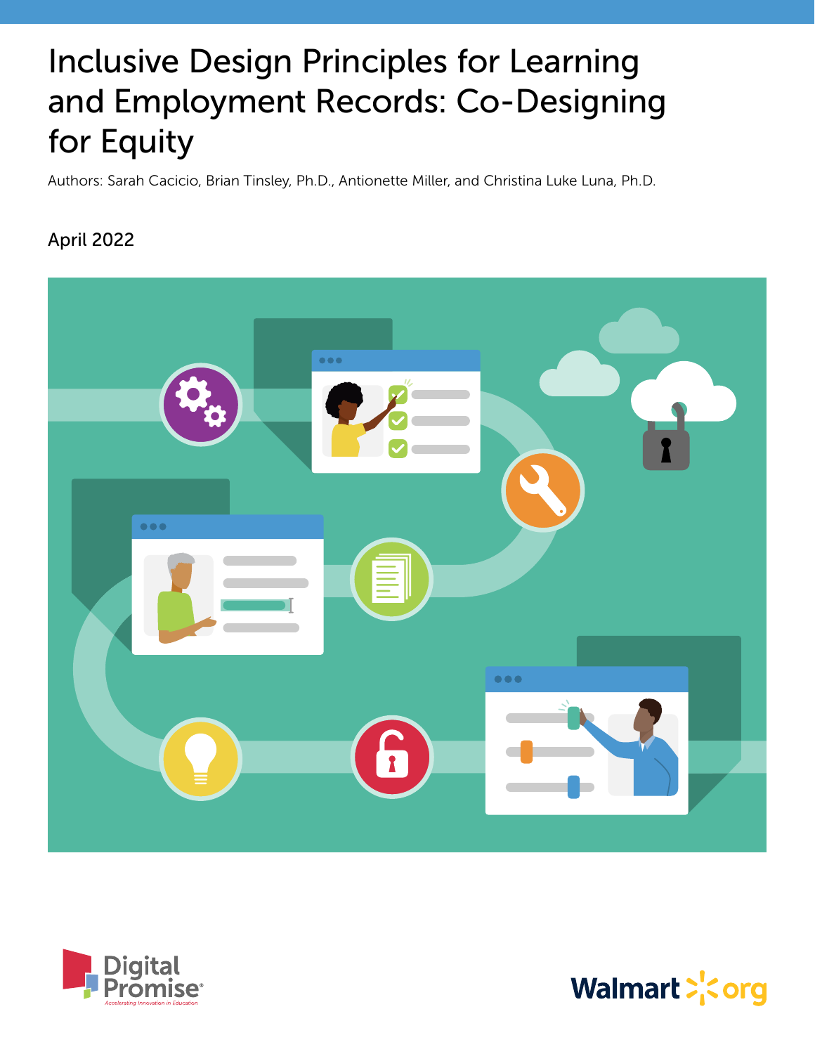# Inclusive Design Principles for Learning and Employment Records: Co-Designing for Equity

Authors: Sarah Cacicio, Brian Tinsley, Ph.D., Antionette Miller, and Christina Luke Luna, Ph.D.

April 2022

Digital Promise
Accelerating Innovation in Education

Walmart.org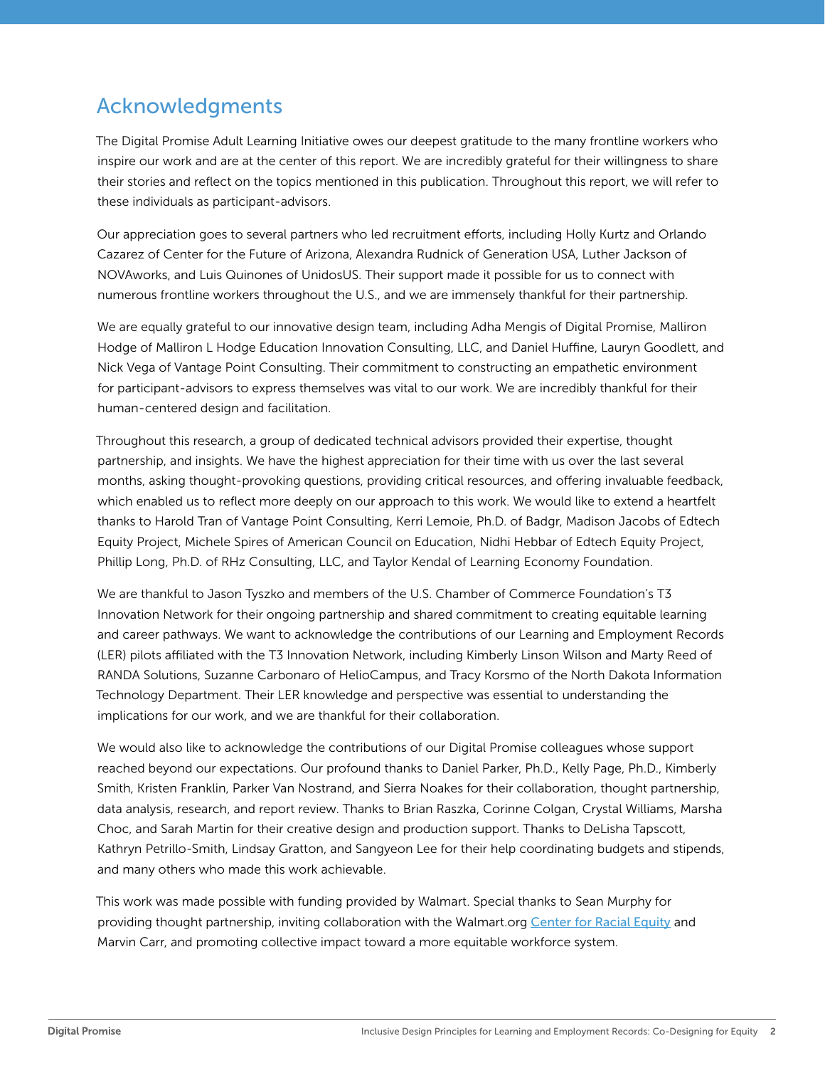## Acknowledgments

The Digital Promise Adult Learning Initiative owes our deepest gratitude to the many frontline workers who inspire our work and are at the center of this report. We are incredibly grateful for their willingness to share their stories and reflect on the topics mentioned in this publication. Throughout this report, we will refer to these individuals as participant-advisors.

Our appreciation goes to several partners who led recruitment efforts, including Holly Kurtz and Orlando Cazarez of Center for the Future of Arizona, Alexandra Rudnick of Generation USA, Luther Jackson of NOVAworks, and Luis Quinones of UnidosUS. Their support made it possible for us to connect with numerous frontline workers throughout the U.S., and we are immensely thankful for their partnership.

We are equally grateful to our innovative design team, including Adha Mengis of Digital Promise, Malliron Hodge of Malliron L Hodge Education Innovation Consulting, LLC, and Daniel Huffine, Lauryn Goodlett, and Nick Vega of Vantage Point Consulting. Their commitment to constructing an empathetic environment for participant-advisors to express themselves was vital to our work. We are incredibly thankful for their human-centered design and facilitation.

Throughout this research, a group of dedicated technical advisors provided their expertise, thought partnership, and insights. We have the highest appreciation for their time with us over the last several months, asking thought-provoking questions, providing critical resources, and offering invaluable feedback, which enabled us to reflect more deeply on our approach to this work. We would like to extend a heartfelt thanks to Harold Tran of Vantage Point Consulting, Kerri Lemoie, Ph.D. of Badgr, Madison Jacobs of Edtech Equity Project, Michele Spires of American Council on Education, Nidhi Hebbar of Edtech Equity Project, Phillip Long, Ph.D. of RHz Consulting, LLC, and Taylor Kendal of Learning Economy Foundation.

We are thankful to Jason Tyszko and members of the U.S. Chamber of Commerce Foundation's T3 Innovation Network for their ongoing partnership and shared commitment to creating equitable learning and career pathways. We want to acknowledge the contributions of our Learning and Employment Records (LER) pilots affiliated with the T3 Innovation Network, including Kimberly Linson Wilson and Marty Reed of RANDA Solutions, Suzanne Carbonaro of HelioCampus, and Tracy Korsmo of the North Dakota Information Technology Department. Their LER knowledge and perspective was essential to understanding the implications for our work, and we are thankful for their collaboration.

We would also like to acknowledge the contributions of our Digital Promise colleagues whose support reached beyond our expectations. Our profound thanks to Daniel Parker, Ph.D., Kelly Page, Ph.D., Kimberly Smith, Kristen Franklin, Parker Van Nostrand, and Sierra Noakes for their collaboration, thought partnership, data analysis, research, and report review. Thanks to Brian Raszka, Corinne Colgan, Crystal Williams, Marsha Choc, and Sarah Martin for their creative design and production support. Thanks to DeLisha Tapscott, Kathryn Petrillo-Smith, Lindsay Gratton, and Sangyeon Lee for their help coordinating budgets and stipends, and many others who made this work achievable.

This work was made possible with funding provided by Walmart. Special thanks to Sean Murphy for providing thought partnership, inviting collaboration with the Walmart.org Center for Racial Equity and Marvin Carr, and promoting collective impact toward a more equitable workforce system.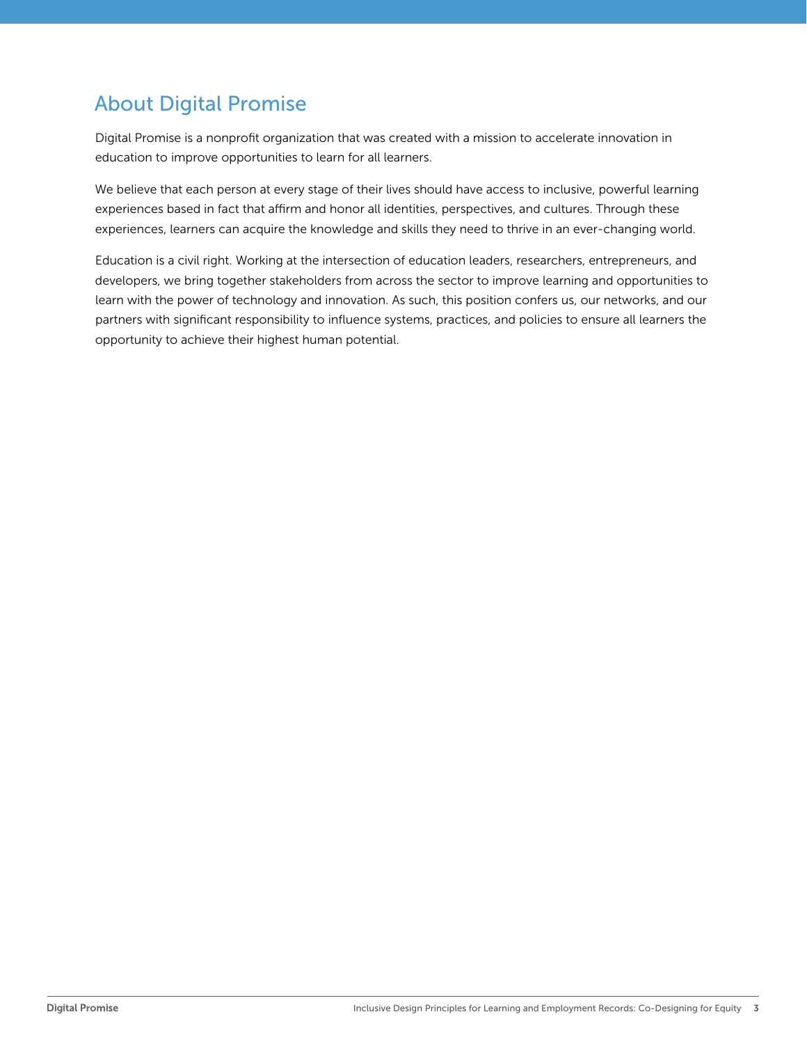## About Digital Promise

Digital Promise is a nonprofit organization that was created with a mission to accelerate innovation in education to improve opportunities to learn for all learners.

We believe that each person at every stage of their lives should have access to inclusive, powerful learning experiences based in fact that affirm and honor all identities, perspectives, and cultures. Through these experiences, learners can acquire the knowledge and skills they need to thrive in an ever-changing world.

Education is a civil right. Working at the intersection of education leaders, researchers, entrepreneurs, and developers, we bring together stakeholders from across the sector to improve learning and opportunities to learn with the power of technology and innovation. As such, this position confers us, our networks, and our partners with significant responsibility to influence systems, practices, and policies to ensure all learners the opportunity to achieve their highest human potential.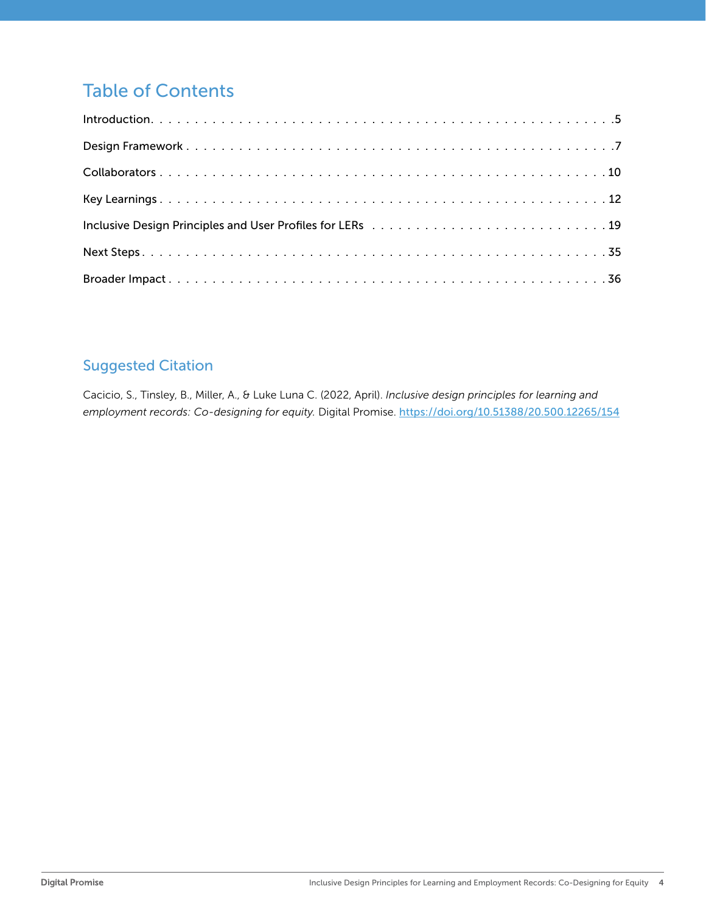## Table of Contents

Introduction . . . . . . . . . . . . . . . . . . . . . . . . . . . . . . . . . . . . . . . . . . . . . . . . . . . . . 5

Design Framework . . . . . . . . . . . . . . . . . . . . . . . . . . . . . . . . . . . . . . . . . . . . . . . . . . 7

Collaborators . . . . . . . . . . . . . . . . . . . . . . . . . . . . . . . . . . . . . . . . . . . . . . . . . . . . . 10

Key Learnings . . . . . . . . . . . . . . . . . . . . . . . . . . . . . . . . . . . . . . . . . . . . . . . . . . . . 12

Inclusive Design Principles and User Profiles for LERs . . . . . . . . . . . . . . . . . . . . . . . . . . 19

Next Steps . . . . . . . . . . . . . . . . . . . . . . . . . . . . . . . . . . . . . . . . . . . . . . . . . . . . . . 35

Broader Impact . . . . . . . . . . . . . . . . . . . . . . . . . . . . . . . . . . . . . . . . . . . . . . . . . . . 36

## Suggested Citation

Cacicio, S., Tinsley, B., Miller, A., & Luke Luna C. (2022, April). *Inclusive design principles for learning and employment records: Co-designing for equity.* Digital Promise. https://doi.org/10.51388/20.500.12265/154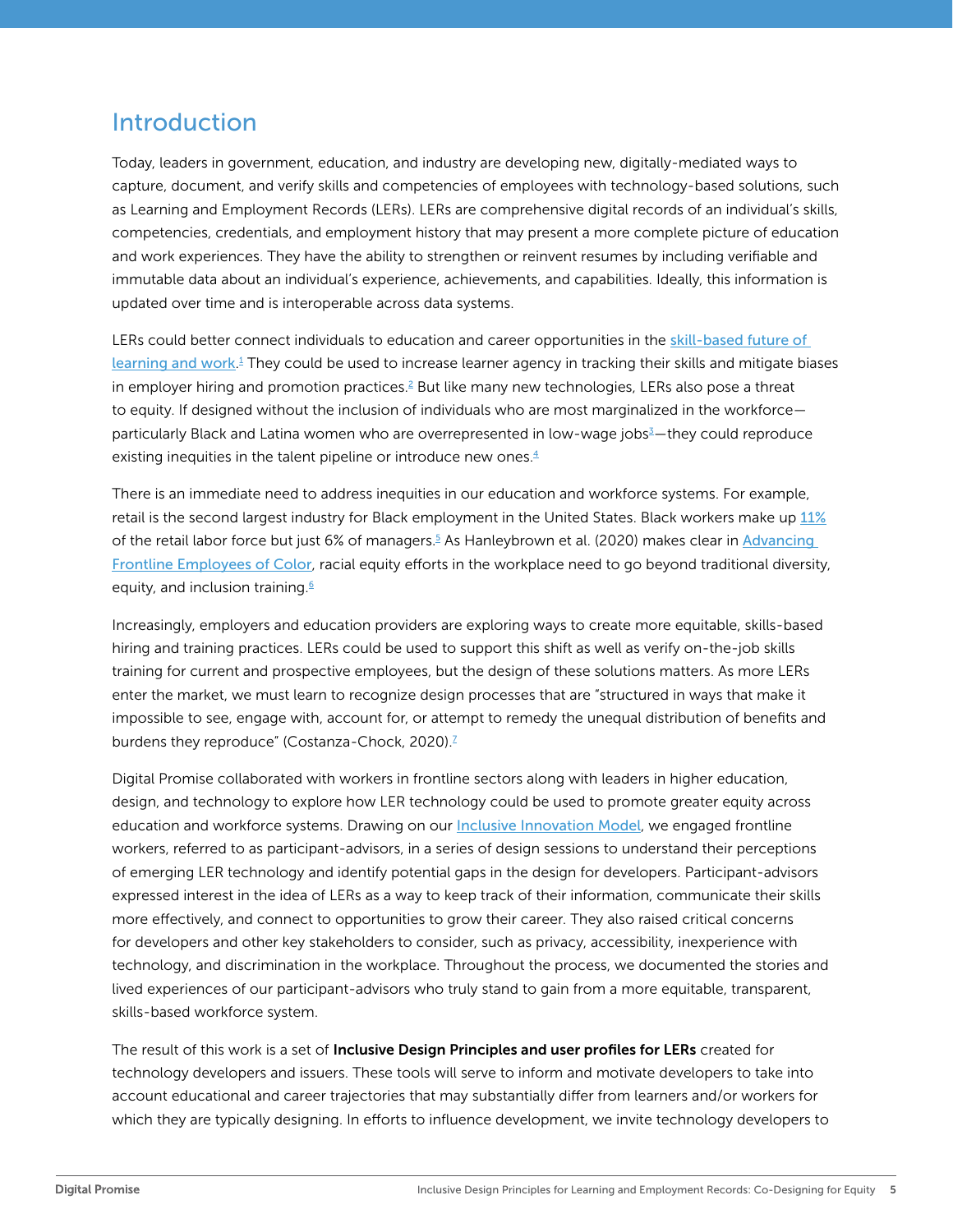## Introduction

Today, leaders in government, education, and industry are developing new, digitally-mediated ways to capture, document, and verify skills and competencies of employees with technology-based solutions, such as Learning and Employment Records (LERs). LERs are comprehensive digital records of an individual's skills, competencies, credentials, and employment history that may present a more complete picture of education and work experiences. They have the ability to strengthen or reinvent resumes by including verifiable and immutable data about an individual's experience, achievements, and capabilities. Ideally, this information is updated over time and is interoperable across data systems.

LERs could better connect individuals to education and career opportunities in the skill-based future of learning and work.[1] They could be used to increase learner agency in tracking their skills and mitigate biases in employer hiring and promotion practices.[2] But like many new technologies, LERs also pose a threat to equity. If designed without the inclusion of individuals who are most marginalized in the workforce—particularly Black and Latina women who are overrepresented in low-wage jobs[3]—they could reproduce existing inequities in the talent pipeline or introduce new ones.[4]

There is an immediate need to address inequities in our education and workforce systems. For example, retail is the second largest industry for Black employment in the United States. Black workers make up 11% of the retail labor force but just 6% of managers.[5] As Hanleybrown et al. (2020) makes clear in Advancing Frontline Employees of Color, racial equity efforts in the workplace need to go beyond traditional diversity, equity, and inclusion training.[6]

Increasingly, employers and education providers are exploring ways to create more equitable, skills-based hiring and training practices. LERs could be used to support this shift as well as verify on-the-job skills training for current and prospective employees, but the design of these solutions matters. As more LERs enter the market, we must learn to recognize design processes that are "structured in ways that make it impossible to see, engage with, account for, or attempt to remedy the unequal distribution of benefits and burdens they reproduce" (Costanza-Chock, 2020).[7]

Digital Promise collaborated with workers in frontline sectors along with leaders in higher education, design, and technology to explore how LER technology could be used to promote greater equity across education and workforce systems. Drawing on our Inclusive Innovation Model, we engaged frontline workers, referred to as participant-advisors, in a series of design sessions to understand their perceptions of emerging LER technology and identify potential gaps in the design for developers. Participant-advisors expressed interest in the idea of LERs as a way to keep track of their information, communicate their skills more effectively, and connect to opportunities to grow their career. They also raised critical concerns for developers and other key stakeholders to consider, such as privacy, accessibility, inexperience with technology, and discrimination in the workplace. Throughout the process, we documented the stories and lived experiences of our participant-advisors who truly stand to gain from a more equitable, transparent, skills-based workforce system.

The result of this work is a set of **Inclusive Design Principles and user profiles for LERs** created for technology developers and issuers. These tools will serve to inform and motivate developers to take into account educational and career trajectories that may substantially differ from learners and/or workers for which they are typically designing. In efforts to influence development, we invite technology developers to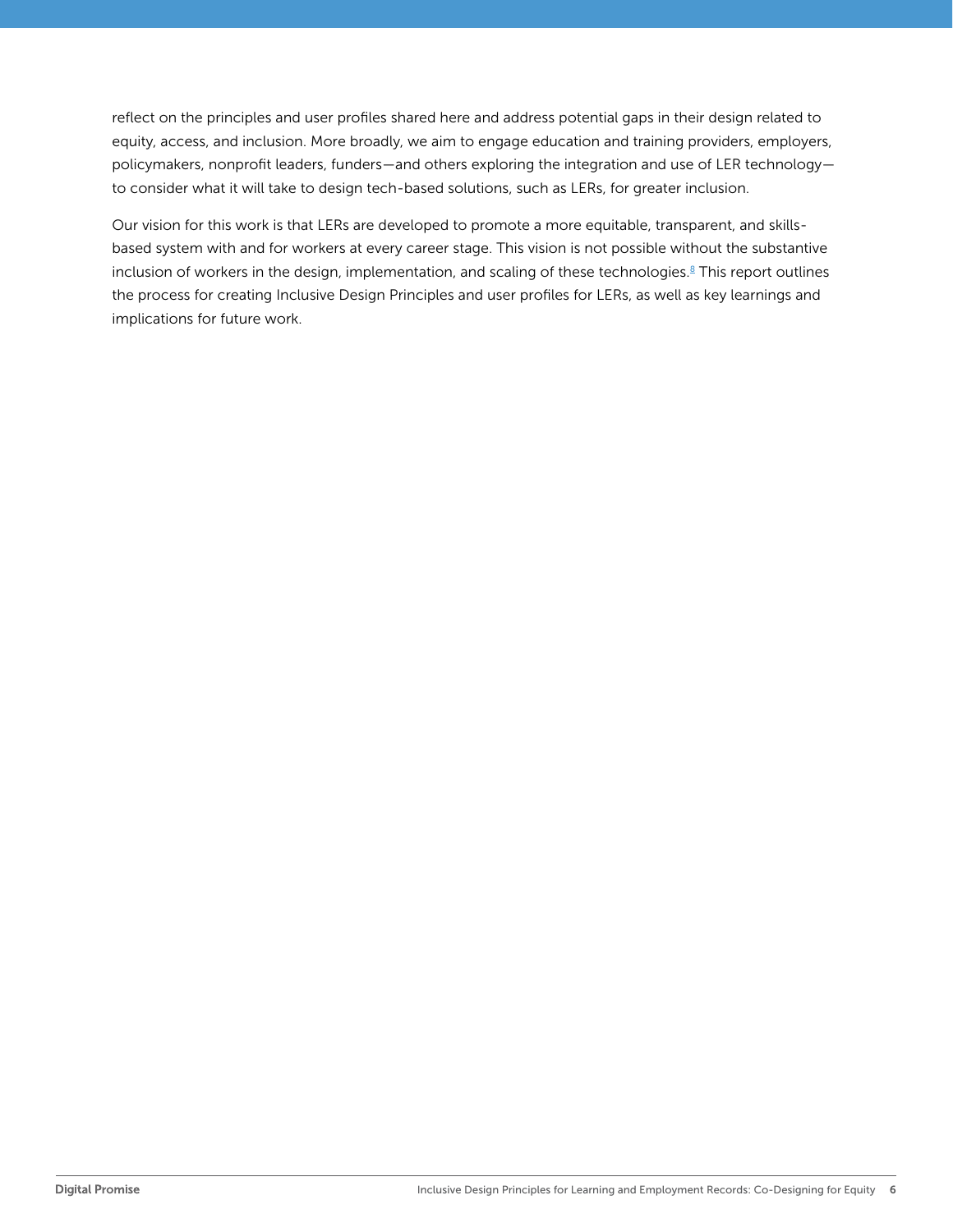reflect on the principles and user profiles shared here and address potential gaps in their design related to equity, access, and inclusion. More broadly, we aim to engage education and training providers, employers, policymakers, nonprofit leaders, funders—and others exploring the integration and use of LER technology—to consider what it will take to design tech-based solutions, such as LERs, for greater inclusion.

Our vision for this work is that LERs are developed to promote a more equitable, transparent, and skills-based system with and for workers at every career stage. This vision is not possible without the substantive inclusion of workers in the design, implementation, and scaling of these technologies.[8] This report outlines the process for creating Inclusive Design Principles and user profiles for LERs, as well as key learnings and implications for future work.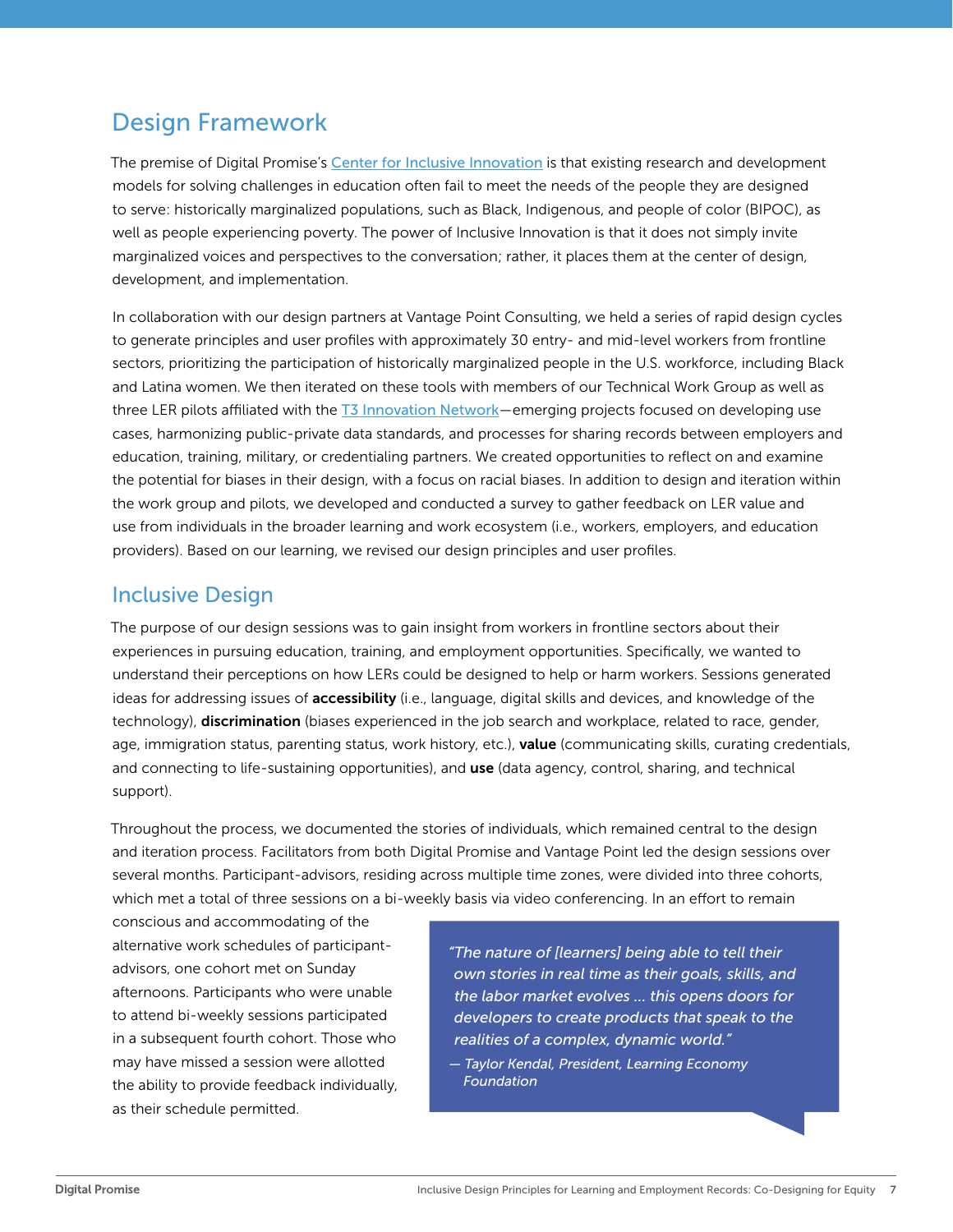## Design Framework

The premise of Digital Promise's Center for Inclusive Innovation is that existing research and development models for solving challenges in education often fail to meet the needs of the people they are designed to serve: historically marginalized populations, such as Black, Indigenous, and people of color (BIPOC), as well as people experiencing poverty. The power of Inclusive Innovation is that it does not simply invite marginalized voices and perspectives to the conversation; rather, it places them at the center of design, development, and implementation.

In collaboration with our design partners at Vantage Point Consulting, we held a series of rapid design cycles to generate principles and user profiles with approximately 30 entry- and mid-level workers from frontline sectors, prioritizing the participation of historically marginalized people in the U.S. workforce, including Black and Latina women. We then iterated on these tools with members of our Technical Work Group as well as three LER pilots affiliated with the T3 Innovation Network—emerging projects focused on developing use cases, harmonizing public-private data standards, and processes for sharing records between employers and education, training, military, or credentialing partners. We created opportunities to reflect on and examine the potential for biases in their design, with a focus on racial biases. In addition to design and iteration within the work group and pilots, we developed and conducted a survey to gather feedback on LER value and use from individuals in the broader learning and work ecosystem (i.e., workers, employers, and education providers). Based on our learning, we revised our design principles and user profiles.

### Inclusive Design

The purpose of our design sessions was to gain insight from workers in frontline sectors about their experiences in pursuing education, training, and employment opportunities. Specifically, we wanted to understand their perceptions on how LERs could be designed to help or harm workers. Sessions generated ideas for addressing issues of **accessibility** (i.e., language, digital skills and devices, and knowledge of the technology), **discrimination** (biases experienced in the job search and workplace, related to race, gender, age, immigration status, parenting status, work history, etc.), **value** (communicating skills, curating credentials, and connecting to life-sustaining opportunities), and **use** (data agency, control, sharing, and technical support).

Throughout the process, we documented the stories of individuals, which remained central to the design and iteration process. Facilitators from both Digital Promise and Vantage Point led the design sessions over several months. Participant-advisors, residing across multiple time zones, were divided into three cohorts, which met a total of three sessions on a bi-weekly basis via video conferencing. In an effort to remain conscious and accommodating of the alternative work schedules of participant-advisors, one cohort met on Sunday afternoons. Participants who were unable to attend bi-weekly sessions participated in a subsequent fourth cohort. Those who may have missed a session were allotted the ability to provide feedback individually, as their schedule permitted.

> *"The nature of [learners] being able to tell their own stories in real time as their goals, skills, and the labor market evolves ... this opens doors for developers to create products that speak to the realities of a complex, dynamic world."*
>
> *— Taylor Kendal, President, Learning Economy Foundation*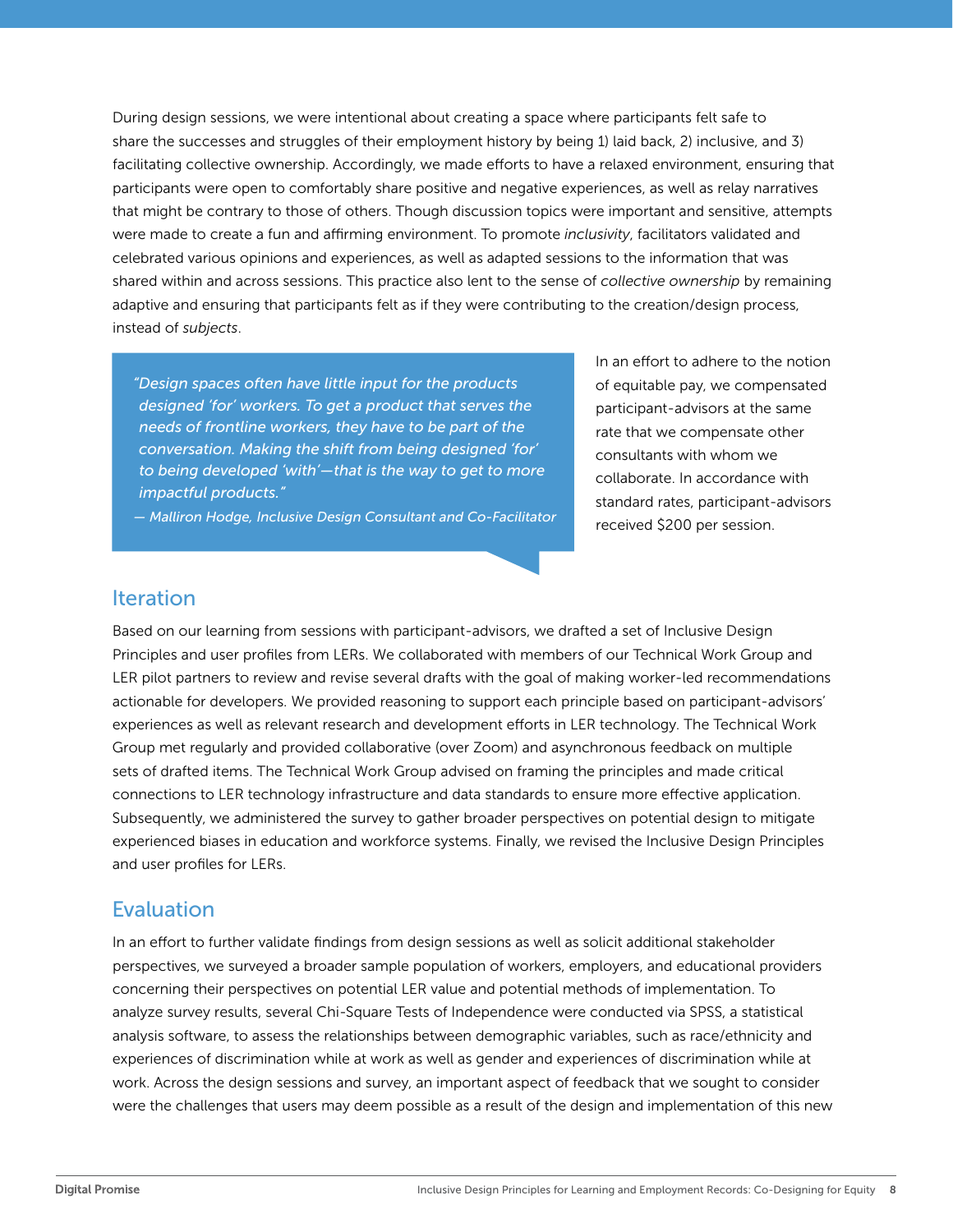During design sessions, we were intentional about creating a space where participants felt safe to share the successes and struggles of their employment history by being 1) laid back, 2) inclusive, and 3) facilitating collective ownership. Accordingly, we made efforts to have a relaxed environment, ensuring that participants were open to comfortably share positive and negative experiences, as well as relay narratives that might be contrary to those of others. Though discussion topics were important and sensitive, attempts were made to create a fun and affirming environment. To promote *inclusivity*, facilitators validated and celebrated various opinions and experiences, as well as adapted sessions to the information that was shared within and across sessions. This practice also lent to the sense of *collective ownership* by remaining adaptive and ensuring that participants felt as if they were contributing to the creation/design process, instead of *subjects*.

> *"Design spaces often have little input for the products designed 'for' workers. To get a product that serves the needs of frontline workers, they have to be part of the conversation. Making the shift from being designed 'for' to being developed 'with'—that is the way to get to more impactful products."*
>
> *— Malliron Hodge, Inclusive Design Consultant and Co-Facilitator*

In an effort to adhere to the notion of equitable pay, we compensated participant-advisors at the same rate that we compensate other consultants with whom we collaborate. In accordance with standard rates, participant-advisors received $200 per session.

## Iteration

Based on our learning from sessions with participant-advisors, we drafted a set of Inclusive Design Principles and user profiles from LERs. We collaborated with members of our Technical Work Group and LER pilot partners to review and revise several drafts with the goal of making worker-led recommendations actionable for developers. We provided reasoning to support each principle based on participant-advisors' experiences as well as relevant research and development efforts in LER technology. The Technical Work Group met regularly and provided collaborative (over Zoom) and asynchronous feedback on multiple sets of drafted items. The Technical Work Group advised on framing the principles and made critical connections to LER technology infrastructure and data standards to ensure more effective application. Subsequently, we administered the survey to gather broader perspectives on potential design to mitigate experienced biases in education and workforce systems. Finally, we revised the Inclusive Design Principles and user profiles for LERs.

## Evaluation

In an effort to further validate findings from design sessions as well as solicit additional stakeholder perspectives, we surveyed a broader sample population of workers, employers, and educational providers concerning their perspectives on potential LER value and potential methods of implementation. To analyze survey results, several Chi-Square Tests of Independence were conducted via SPSS, a statistical analysis software, to assess the relationships between demographic variables, such as race/ethnicity and experiences of discrimination while at work as well as gender and experiences of discrimination while at work. Across the design sessions and survey, an important aspect of feedback that we sought to consider were the challenges that users may deem possible as a result of the design and implementation of this new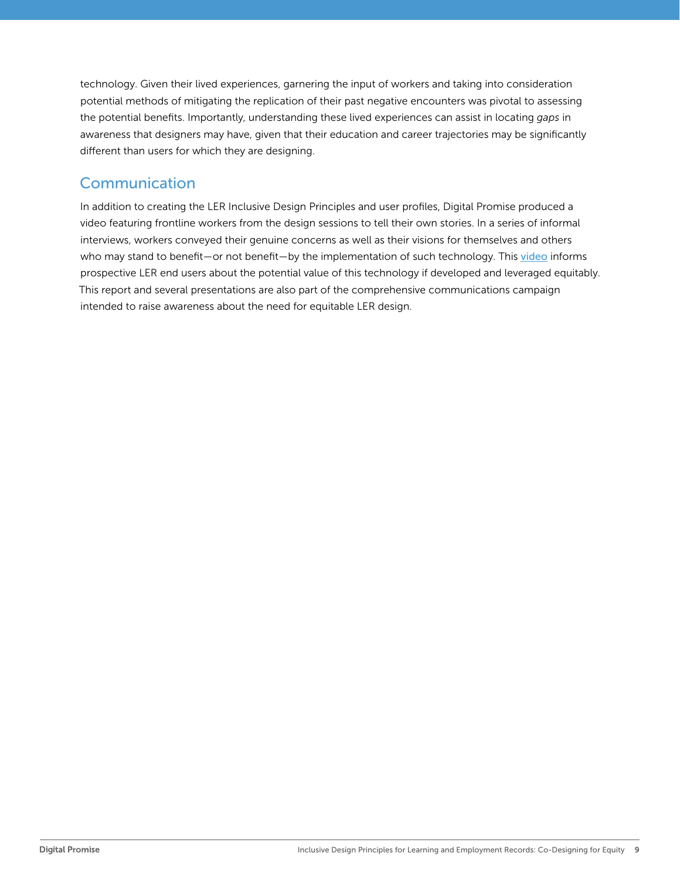technology. Given their lived experiences, garnering the input of workers and taking into consideration potential methods of mitigating the replication of their past negative encounters was pivotal to assessing the potential benefits. Importantly, understanding these lived experiences can assist in locating *gaps* in awareness that designers may have, given that their education and career trajectories may be significantly different than users for which they are designing.

## Communication

In addition to creating the LER Inclusive Design Principles and user profiles, Digital Promise produced a video featuring frontline workers from the design sessions to tell their own stories. In a series of informal interviews, workers conveyed their genuine concerns as well as their visions for themselves and others who may stand to benefit—or not benefit—by the implementation of such technology. This video informs prospective LER end users about the potential value of this technology if developed and leveraged equitably. This report and several presentations are also part of the comprehensive communications campaign intended to raise awareness about the need for equitable LER design.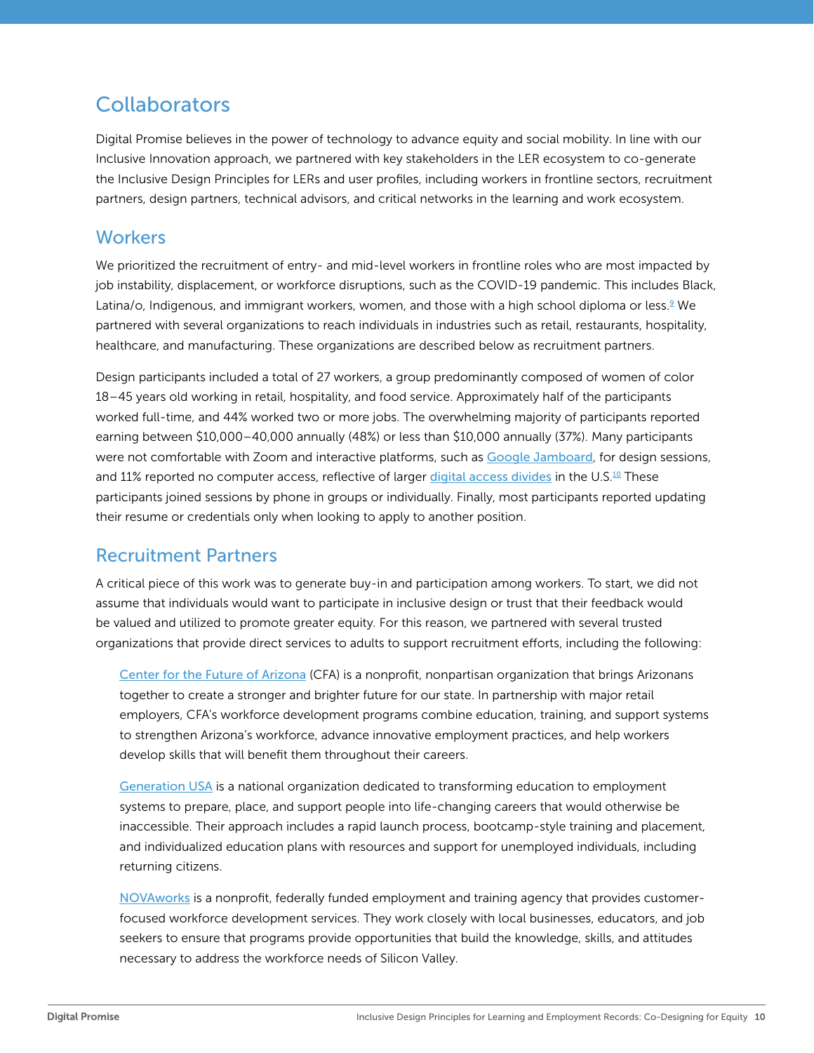## Collaborators

Digital Promise believes in the power of technology to advance equity and social mobility. In line with our Inclusive Innovation approach, we partnered with key stakeholders in the LER ecosystem to co-generate the Inclusive Design Principles for LERs and user profiles, including workers in frontline sectors, recruitment partners, design partners, technical advisors, and critical networks in the learning and work ecosystem.

### Workers

We prioritized the recruitment of entry- and mid-level workers in frontline roles who are most impacted by job instability, displacement, or workforce disruptions, such as the COVID-19 pandemic. This includes Black, Latina/o, Indigenous, and immigrant workers, women, and those with a high school diploma or less.[9] We partnered with several organizations to reach individuals in industries such as retail, restaurants, hospitality, healthcare, and manufacturing. These organizations are described below as recruitment partners.

Design participants included a total of 27 workers, a group predominantly composed of women of color 18–45 years old working in retail, hospitality, and food service. Approximately half of the participants worked full-time, and 44% worked two or more jobs. The overwhelming majority of participants reported earning between $10,000–40,000 annually (48%) or less than $10,000 annually (37%). Many participants were not comfortable with Zoom and interactive platforms, such as Google Jamboard, for design sessions, and 11% reported no computer access, reflective of larger digital access divides in the U.S.[10] These participants joined sessions by phone in groups or individually. Finally, most participants reported updating their resume or credentials only when looking to apply to another position.

### Recruitment Partners

A critical piece of this work was to generate buy-in and participation among workers. To start, we did not assume that individuals would want to participate in inclusive design or trust that their feedback would be valued and utilized to promote greater equity. For this reason, we partnered with several trusted organizations that provide direct services to adults to support recruitment efforts, including the following:

Center for the Future of Arizona (CFA) is a nonprofit, nonpartisan organization that brings Arizonans together to create a stronger and brighter future for our state. In partnership with major retail employers, CFA's workforce development programs combine education, training, and support systems to strengthen Arizona's workforce, advance innovative employment practices, and help workers develop skills that will benefit them throughout their careers.

Generation USA is a national organization dedicated to transforming education to employment systems to prepare, place, and support people into life-changing careers that would otherwise be inaccessible. Their approach includes a rapid launch process, bootcamp-style training and placement, and individualized education plans with resources and support for unemployed individuals, including returning citizens.

NOVAworks is a nonprofit, federally funded employment and training agency that provides customer-focused workforce development services. They work closely with local businesses, educators, and job seekers to ensure that programs provide opportunities that build the knowledge, skills, and attitudes necessary to address the workforce needs of Silicon Valley.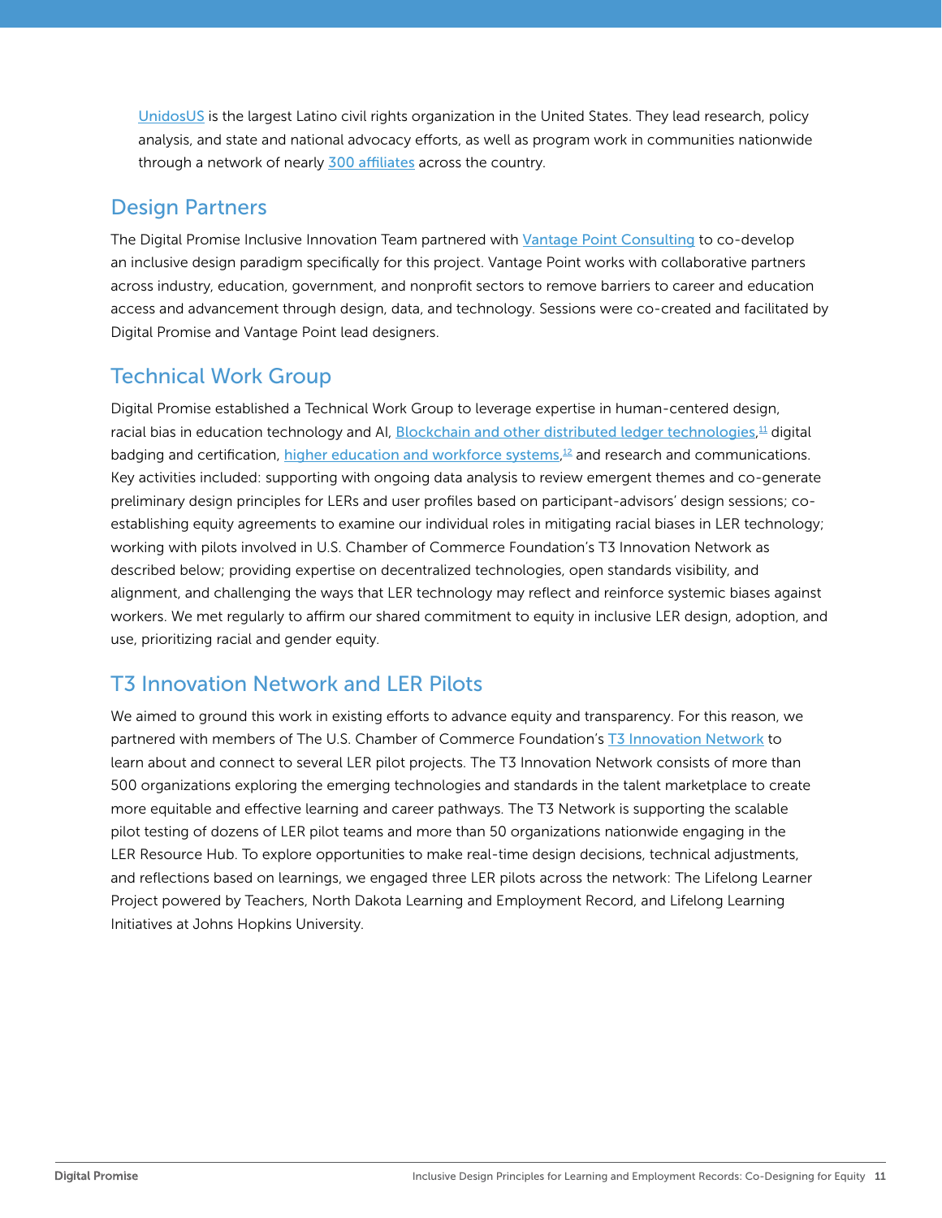UnidosUS is the largest Latino civil rights organization in the United States. They lead research, policy analysis, and state and national advocacy efforts, as well as program work in communities nationwide through a network of nearly 300 affiliates across the country.

## Design Partners

The Digital Promise Inclusive Innovation Team partnered with Vantage Point Consulting to co-develop an inclusive design paradigm specifically for this project. Vantage Point works with collaborative partners across industry, education, government, and nonprofit sectors to remove barriers to career and education access and advancement through design, data, and technology. Sessions were co-created and facilitated by Digital Promise and Vantage Point lead designers.

## Technical Work Group

Digital Promise established a Technical Work Group to leverage expertise in human-centered design, racial bias in education technology and AI, Blockchain and other distributed ledger technologies,[11] digital badging and certification, higher education and workforce systems,[12] and research and communications. Key activities included: supporting with ongoing data analysis to review emergent themes and co-generate preliminary design principles for LERs and user profiles based on participant-advisors' design sessions; co-establishing equity agreements to examine our individual roles in mitigating racial biases in LER technology; working with pilots involved in U.S. Chamber of Commerce Foundation's T3 Innovation Network as described below; providing expertise on decentralized technologies, open standards visibility, and alignment, and challenging the ways that LER technology may reflect and reinforce systemic biases against workers. We met regularly to affirm our shared commitment to equity in inclusive LER design, adoption, and use, prioritizing racial and gender equity.

## T3 Innovation Network and LER Pilots

We aimed to ground this work in existing efforts to advance equity and transparency. For this reason, we partnered with members of The U.S. Chamber of Commerce Foundation's T3 Innovation Network to learn about and connect to several LER pilot projects. The T3 Innovation Network consists of more than 500 organizations exploring the emerging technologies and standards in the talent marketplace to create more equitable and effective learning and career pathways. The T3 Network is supporting the scalable pilot testing of dozens of LER pilot teams and more than 50 organizations nationwide engaging in the LER Resource Hub. To explore opportunities to make real-time design decisions, technical adjustments, and reflections based on learnings, we engaged three LER pilots across the network: The Lifelong Learner Project powered by Teachers, North Dakota Learning and Employment Record, and Lifelong Learning Initiatives at Johns Hopkins University.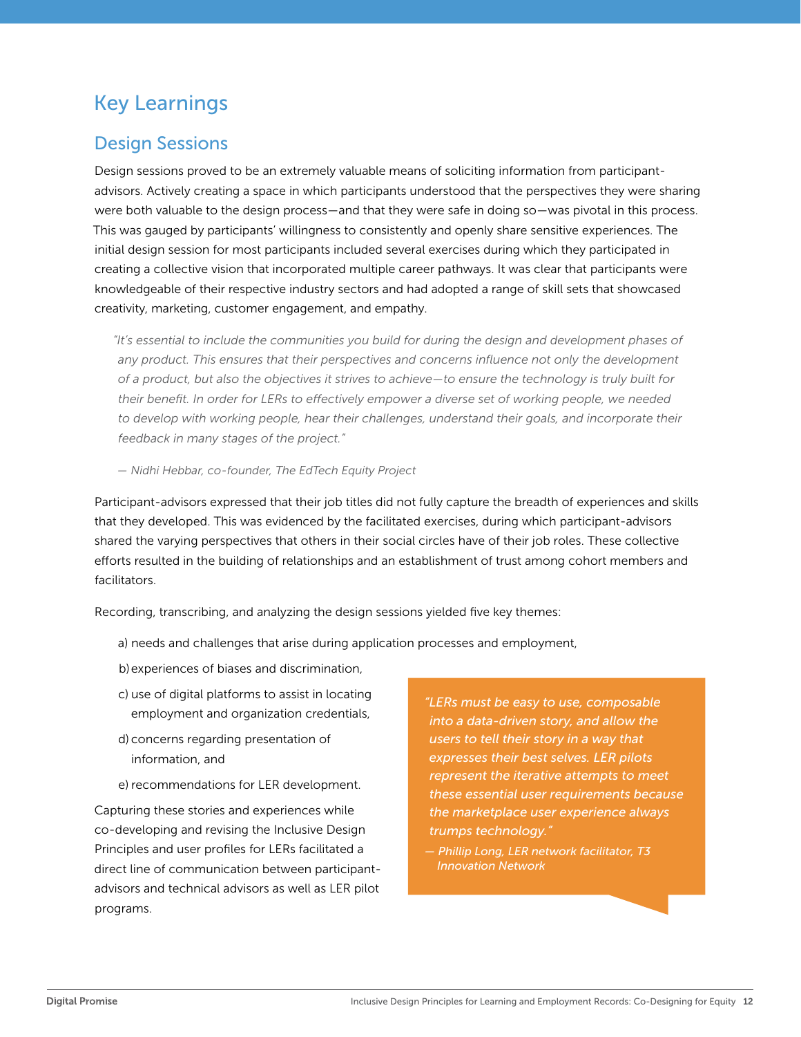# Key Learnings

## Design Sessions

Design sessions proved to be an extremely valuable means of soliciting information from participant-advisors. Actively creating a space in which participants understood that the perspectives they were sharing were both valuable to the design process—and that they were safe in doing so—was pivotal in this process. This was gauged by participants' willingness to consistently and openly share sensitive experiences. The initial design session for most participants included several exercises during which they participated in creating a collective vision that incorporated multiple career pathways. It was clear that participants were knowledgeable of their respective industry sectors and had adopted a range of skill sets that showcased creativity, marketing, customer engagement, and empathy.

> *"It's essential to include the communities you build for during the design and development phases of any product. This ensures that their perspectives and concerns influence not only the development of a product, but also the objectives it strives to achieve—to ensure the technology is truly built for their benefit. In order for LERs to effectively empower a diverse set of working people, we needed to develop with working people, hear their challenges, understand their goals, and incorporate their feedback in many stages of the project."*
>
> *— Nidhi Hebbar, co-founder, The EdTech Equity Project*

Participant-advisors expressed that their job titles did not fully capture the breadth of experiences and skills that they developed. This was evidenced by the facilitated exercises, during which participant-advisors shared the varying perspectives that others in their social circles have of their job roles. These collective efforts resulted in the building of relationships and an establishment of trust among cohort members and facilitators.

Recording, transcribing, and analyzing the design sessions yielded five key themes:

a) needs and challenges that arise during application processes and employment,

b) experiences of biases and discrimination,

c) use of digital platforms to assist in locating employment and organization credentials,

d) concerns regarding presentation of information, and

e) recommendations for LER development.

Capturing these stories and experiences while co-developing and revising the Inclusive Design Principles and user profiles for LERs facilitated a direct line of communication between participant-advisors and technical advisors as well as LER pilot programs.

> *"LERs must be easy to use, composable into a data-driven story, and allow the users to tell their story in a way that expresses their best selves. LER pilots represent the iterative attempts to meet these essential user requirements because the marketplace user experience always trumps technology."*
>
> *— Phillip Long, LER network facilitator, T3 Innovation Network*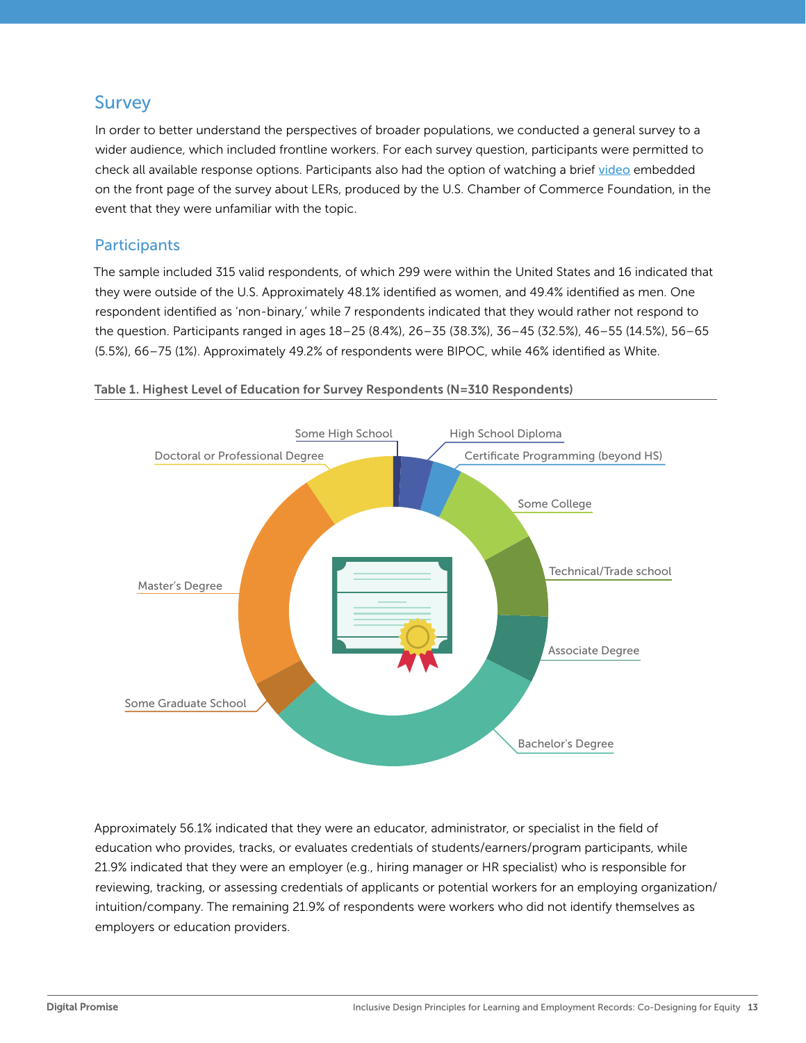## Survey

In order to better understand the perspectives of broader populations, we conducted a general survey to a wider audience, which included frontline workers. For each survey question, participants were permitted to check all available response options. Participants also had the option of watching a brief video embedded on the front page of the survey about LERs, produced by the U.S. Chamber of Commerce Foundation, in the event that they were unfamiliar with the topic.

## Participants

The sample included 315 valid respondents, of which 299 were within the United States and 16 indicated that they were outside of the U.S. Approximately 48.1% identified as women, and 49.4% identified as men. One respondent identified as 'non-binary,' while 7 respondents indicated that they would rather not respond to the question. Participants ranged in ages 18–25 (8.4%), 26–35 (38.3%), 36–45 (32.5%), 46–55 (14.5%), 56–65 (5.5%), 66–75 (1%). Approximately 49.2% of respondents were BIPOC, while 46% identified as White.

**Table 1. Highest Level of Education for Survey Respondents (N=310 Respondents)**

Some High School
High School Diploma
Certificate Programming (beyond HS)
Some College
Technical/Trade school
Associate Degree
Bachelor's Degree
Some Graduate School
Master's Degree
Doctoral or Professional Degree

Approximately 56.1% indicated that they were an educator, administrator, or specialist in the field of education who provides, tracks, or evaluates credentials of students/earners/program participants, while 21.9% indicated that they were an employer (e.g., hiring manager or HR specialist) who is responsible for reviewing, tracking, or assessing credentials of applicants or potential workers for an employing organization/intuition/company. The remaining 21.9% of respondents were workers who did not identify themselves as employers or education providers.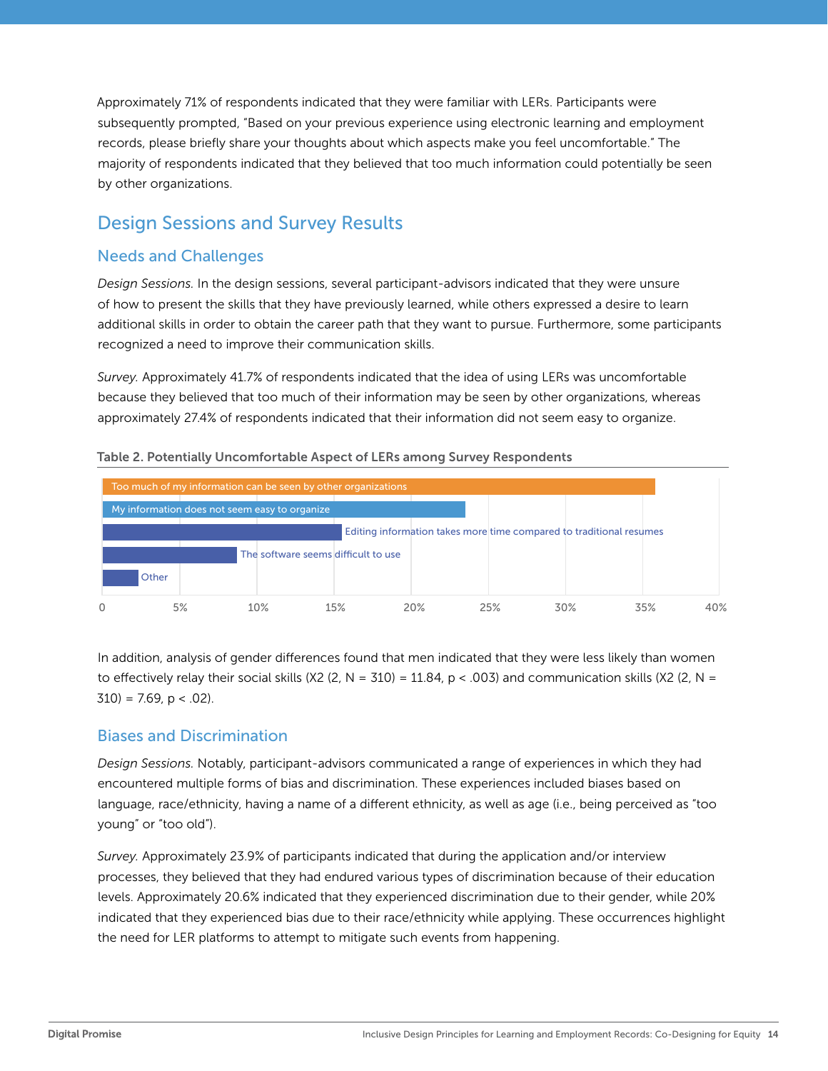Approximately 71% of respondents indicated that they were familiar with LERs. Participants were subsequently prompted, "Based on your previous experience using electronic learning and employment records, please briefly share your thoughts about which aspects make you feel uncomfortable." The majority of respondents indicated that they believed that too much information could potentially be seen by other organizations.

## Design Sessions and Survey Results

### Needs and Challenges

*Design Sessions.* In the design sessions, several participant-advisors indicated that they were unsure of how to present the skills that they have previously learned, while others expressed a desire to learn additional skills in order to obtain the career path that they want to pursue. Furthermore, some participants recognized a need to improve their communication skills.

*Survey.* Approximately 41.7% of respondents indicated that the idea of using LERs was uncomfortable because they believed that too much of their information may be seen by other organizations, whereas approximately 27.4% of respondents indicated that their information did not seem easy to organize.

**Table 2. Potentially Uncomfortable Aspect of LERs among Survey Respondents**

| Aspect |
|---|
| Too much of my information can be seen by other organizations |
| My information does not seem easy to organize |
| Editing information takes more time compared to traditional resumes |
| The software seems difficult to use |
| Other |

In addition, analysis of gender differences found that men indicated that they were less likely than women to effectively relay their social skills (X2 (2, N = 310) = 11.84, $p < .003$) and communication skills (X2 (2, N = 310) = 7.69, $p < .02$).

### Biases and Discrimination

*Design Sessions.* Notably, participant-advisors communicated a range of experiences in which they had encountered multiple forms of bias and discrimination. These experiences included biases based on language, race/ethnicity, having a name of a different ethnicity, as well as age (i.e., being perceived as "too young" or "too old").

*Survey.* Approximately 23.9% of participants indicated that during the application and/or interview processes, they believed that they had endured various types of discrimination because of their education levels. Approximately 20.6% indicated that they experienced discrimination due to their gender, while 20% indicated that they experienced bias due to their race/ethnicity while applying. These occurrences highlight the need for LER platforms to attempt to mitigate such events from happening.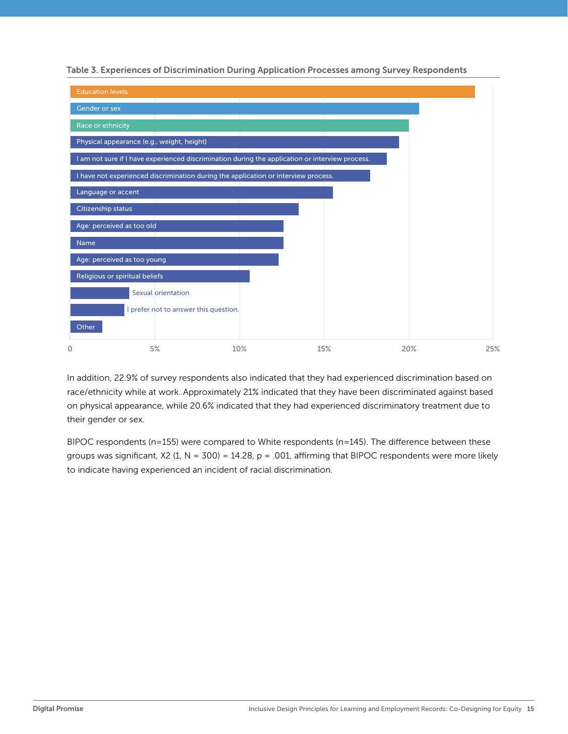Table 3. Experiences of Discrimination During Application Processes among Survey Respondents

| Category |
| --- |
| Education levels |
| Gender or sex |
| Race or ethnicity |
| Physical appearance (e.g., weight, height) |
| I am not sure if I have experienced discrimination during the application or interview process. |
| I have not experienced discrimination during the application or interview process. |
| Language or accent |
| Citizenship status |
| Age: perceived as too old |
| Name |
| Age: perceived as too young |
| Religious or spiritual beliefs |
| Sexual orientation |
| I prefer not to answer this question. |
| Other |

0 5% 10% 15% 20% 25%

In addition, 22.9% of survey respondents also indicated that they had experienced discrimination based on race/ethnicity while at work. Approximately 21% indicated that they have been discriminated against based on physical appearance, while 20.6% indicated that they had experienced discriminatory treatment due to their gender or sex.

BIPOC respondents (n=155) were compared to White respondents (n=145). The difference between these groups was significant, $X2$ (1, N = 300) = 14.28, p = .001, affirming that BIPOC respondents were more likely to indicate having experienced an incident of racial discrimination.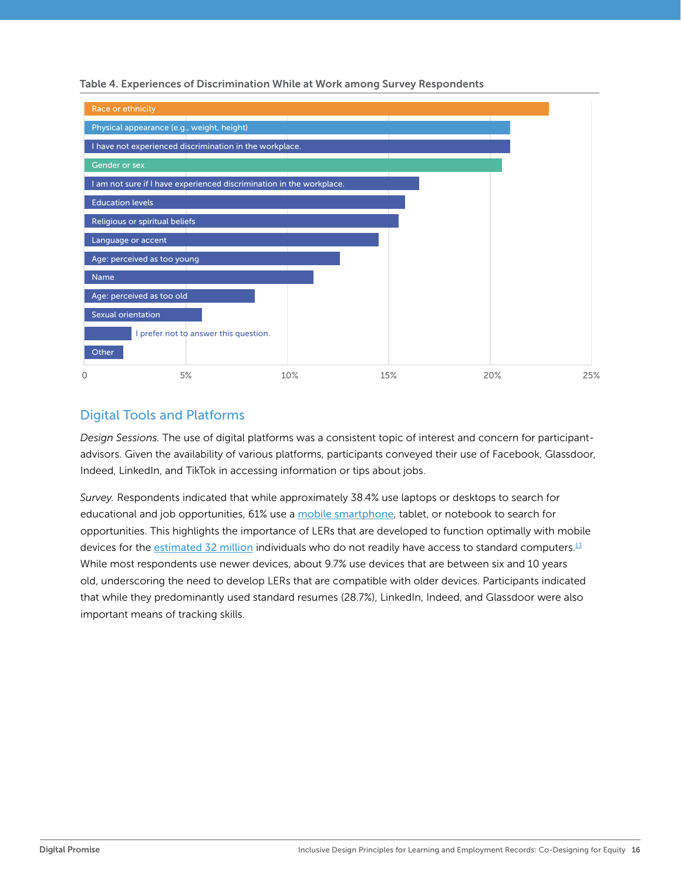Table 4. Experiences of Discrimination While at Work among Survey Respondents

| Category |
| --- |
| Race or ethnicity |
| Physical appearance (e.g., weight, height) |
| I have not experienced discrimination in the workplace. |
| Gender or sex |
| I am not sure if I have experienced discrimination in the workplace. |
| Education levels |
| Religious or spiritual beliefs |
| Language or accent |
| Age: perceived as too young |
| Name |
| Age: perceived as too old |
| Sexual orientation |
| I prefer not to answer this question. |
| Other |

0 · 5% · 10% · 15% · 20% · 25%

## Digital Tools and Platforms

*Design Sessions.* The use of digital platforms was a consistent topic of interest and concern for participant-advisors. Given the availability of various platforms, participants conveyed their use of Facebook, Glassdoor, Indeed, LinkedIn, and TikTok in accessing information or tips about jobs.

*Survey.* Respondents indicated that while approximately 38.4% use laptops or desktops to search for educational and job opportunities, 61% use a mobile smartphone, tablet, or notebook to search for opportunities. This highlights the importance of LERs that are developed to function optimally with mobile devices for the estimated 32 million individuals who do not readily have access to standard computers.[13] While most respondents use newer devices, about 9.7% use devices that are between six and 10 years old, underscoring the need to develop LERs that are compatible with older devices. Participants indicated that while they predominantly used standard resumes (28.7%), LinkedIn, Indeed, and Glassdoor were also important means of tracking skills.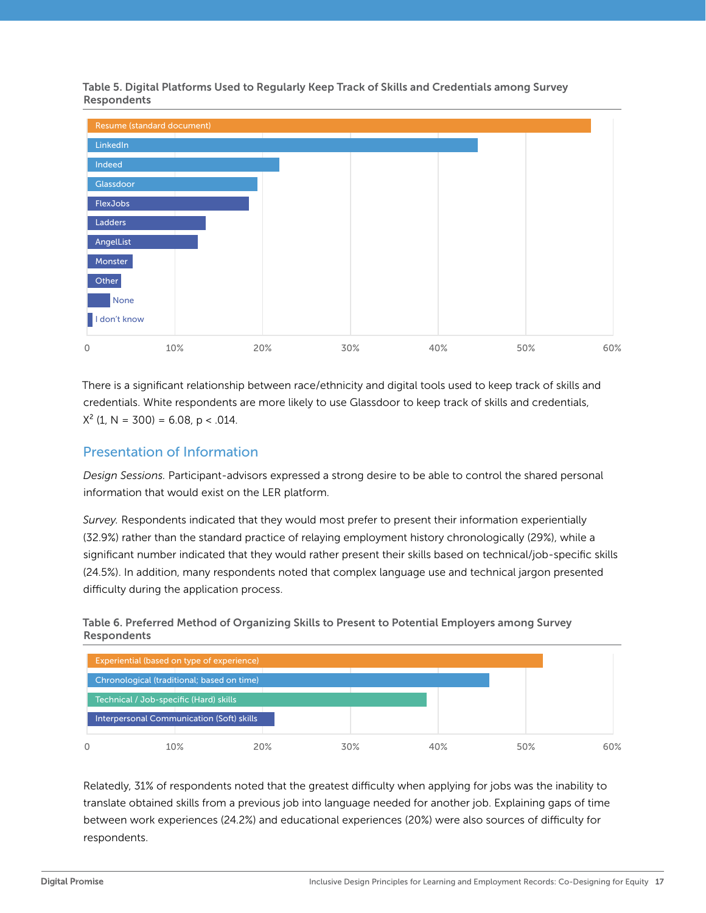**Table 5. Digital Platforms Used to Regularly Keep Track of Skills and Credentials among Survey Respondents**

| Platform |
|---|
| Resume (standard document) |
| LinkedIn |
| Indeed |
| Glassdoor |
| FlexJobs |
| Ladders |
| AngelList |
| Monster |
| Other |
| None |
| I don't know |

There is a significant relationship between race/ethnicity and digital tools used to keep track of skills and credentials. White respondents are more likely to use Glassdoor to keep track of skills and credentials, $X^2$ (1, N = 300) = 6.08, p < .014.

## Presentation of Information

*Design Sessions.* Participant-advisors expressed a strong desire to be able to control the shared personal information that would exist on the LER platform.

*Survey.* Respondents indicated that they would most prefer to present their information experientially (32.9%) rather than the standard practice of relaying employment history chronologically (29%), while a significant number indicated that they would rather present their skills based on technical/job-specific skills (24.5%). In addition, many respondents noted that complex language use and technical jargon presented difficulty during the application process.

**Table 6. Preferred Method of Organizing Skills to Present to Potential Employers among Survey Respondents**

| Method |
|---|
| Experiential (based on type of experience) |
| Chronological (traditional; based on time) |
| Technical / Job-specific (Hard) skills |
| Interpersonal Communication (Soft) skills |

Relatedly, 31% of respondents noted that the greatest difficulty when applying for jobs was the inability to translate obtained skills from a previous job into language needed for another job. Explaining gaps of time between work experiences (24.2%) and educational experiences (20%) were also sources of difficulty for respondents.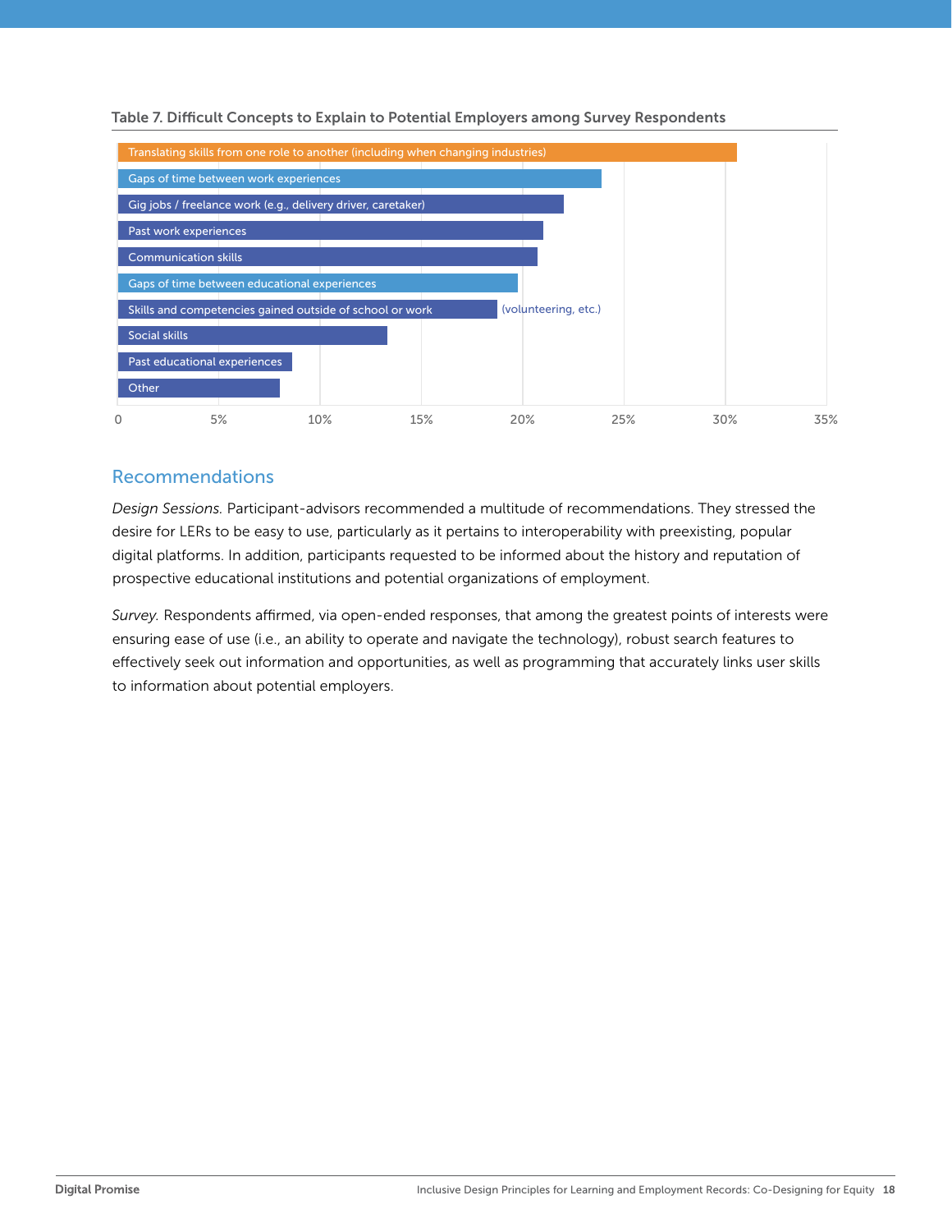Table 7. Difficult Concepts to Explain to Potential Employers among Survey Respondents

| Concept | Approximate % |
| --- | --- |
| Translating skills from one role to another (including when changing industries) | ~30.5% |
| Gaps of time between work experiences | ~24% |
| Gig jobs / freelance work (e.g., delivery driver, caretaker) | ~22% |
| Past work experiences | ~21% |
| Communication skills | ~20.7% |
| Gaps of time between educational experiences | ~19.8% |
| Skills and competencies gained outside of school or work (volunteering, etc.) | ~18.8% |
| Social skills | ~13.3% |
| Past educational experiences | ~8.6% |
| Other | ~8% |

## Recommendations

*Design Sessions.* Participant-advisors recommended a multitude of recommendations. They stressed the desire for LERs to be easy to use, particularly as it pertains to interoperability with preexisting, popular digital platforms. In addition, participants requested to be informed about the history and reputation of prospective educational institutions and potential organizations of employment.

*Survey.* Respondents affirmed, via open-ended responses, that among the greatest points of interests were ensuring ease of use (i.e., an ability to operate and navigate the technology), robust search features to effectively seek out information and opportunities, as well as programming that accurately links user skills to information about potential employers.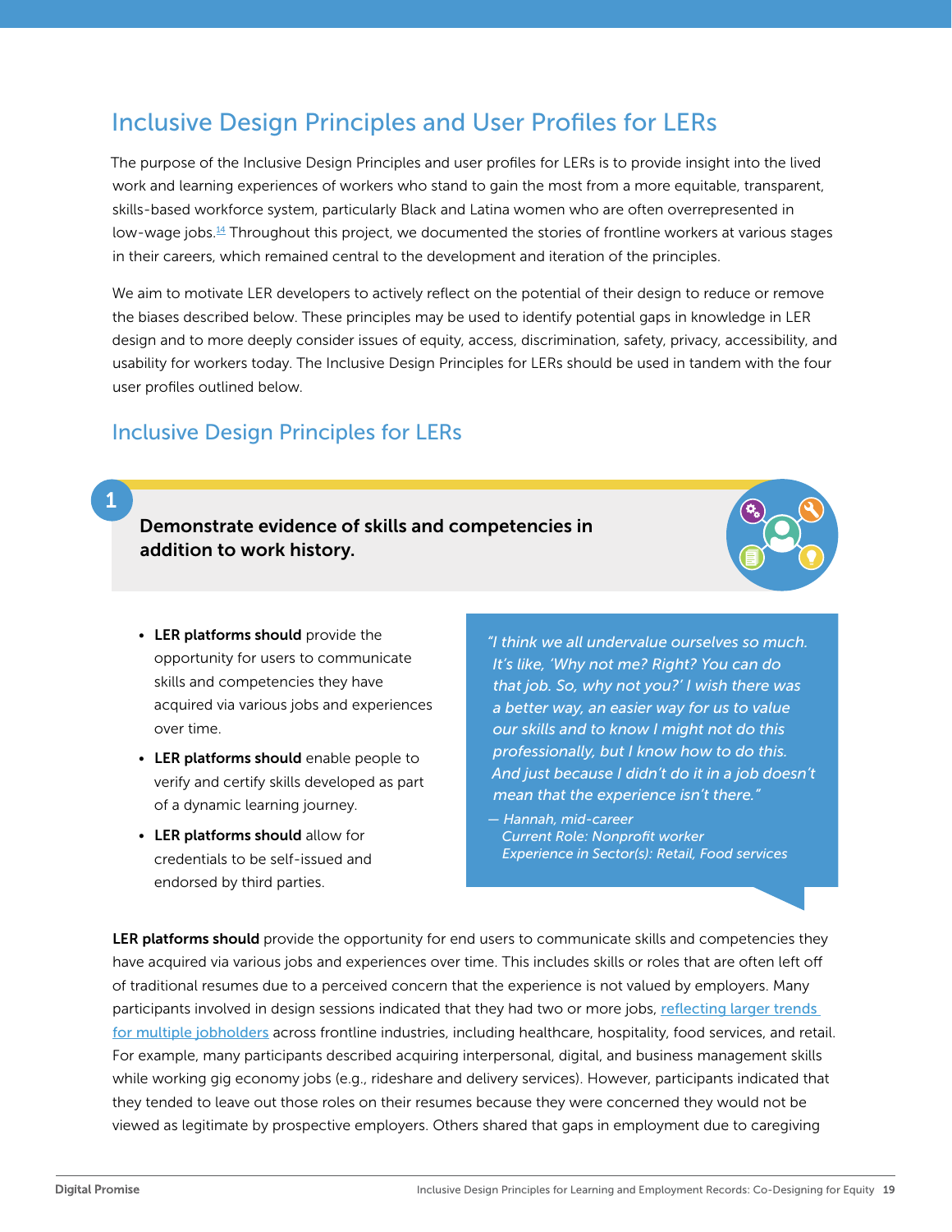## Inclusive Design Principles and User Profiles for LERs

The purpose of the Inclusive Design Principles and user profiles for LERs is to provide insight into the lived work and learning experiences of workers who stand to gain the most from a more equitable, transparent, skills-based workforce system, particularly Black and Latina women who are often overrepresented in low-wage jobs.[14] Throughout this project, we documented the stories of frontline workers at various stages in their careers, which remained central to the development and iteration of the principles.

We aim to motivate LER developers to actively reflect on the potential of their design to reduce or remove the biases described below. These principles may be used to identify potential gaps in knowledge in LER design and to more deeply consider issues of equity, access, discrimination, safety, privacy, accessibility, and usability for workers today. The Inclusive Design Principles for LERs should be used in tandem with the four user profiles outlined below.

### Inclusive Design Principles for LERs

#### 1 Demonstrate evidence of skills and competencies in addition to work history.

- **LER platforms should** provide the opportunity for users to communicate skills and competencies they have acquired via various jobs and experiences over time.
- **LER platforms should** enable people to verify and certify skills developed as part of a dynamic learning journey.
- **LER platforms should** allow for credentials to be self-issued and endorsed by third parties.

> *"I think we all undervalue ourselves so much. It's like, 'Why not me? Right? You can do that job. So, why not you?' I wish there was a better way, an easier way for us to value our skills and to know I might not do this professionally, but I know how to do this. And just because I didn't do it in a job doesn't mean that the experience isn't there."*
>
> *— Hannah, mid-career*
> *Current Role: Nonprofit worker*
> *Experience in Sector(s): Retail, Food services*

**LER platforms should** provide the opportunity for end users to communicate skills and competencies they have acquired via various jobs and experiences over time. This includes skills or roles that are often left off of traditional resumes due to a perceived concern that the experience is not valued by employers. Many participants involved in design sessions indicated that they had two or more jobs, reflecting larger trends for multiple jobholders across frontline industries, including healthcare, hospitality, food services, and retail. For example, many participants described acquiring interpersonal, digital, and business management skills while working gig economy jobs (e.g., rideshare and delivery services). However, participants indicated that they tended to leave out those roles on their resumes because they were concerned they would not be viewed as legitimate by prospective employers. Others shared that gaps in employment due to caregiving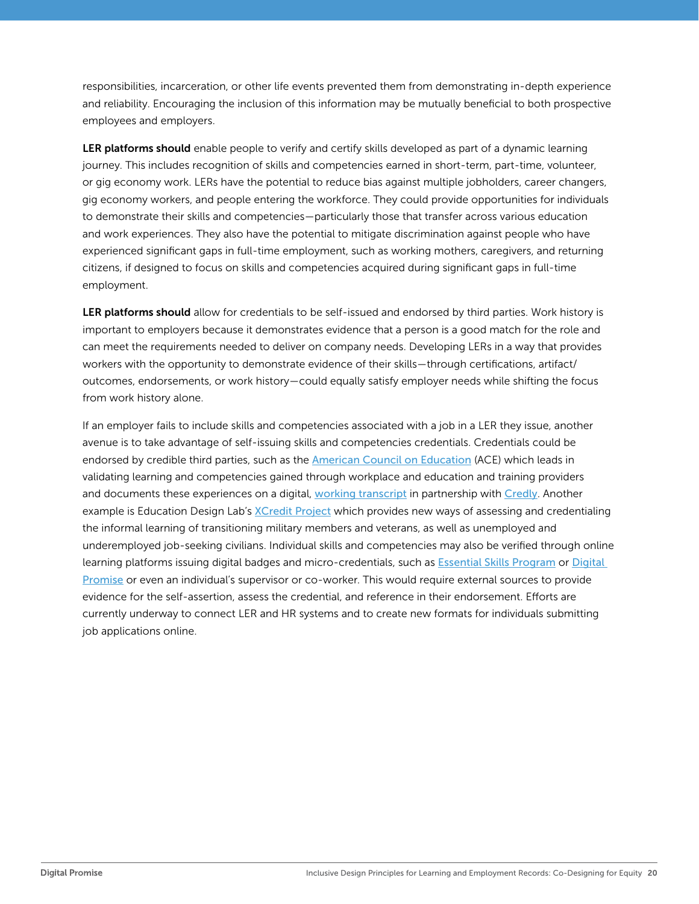responsibilities, incarceration, or other life events prevented them from demonstrating in-depth experience and reliability. Encouraging the inclusion of this information may be mutually beneficial to both prospective employees and employers.

**LER platforms should** enable people to verify and certify skills developed as part of a dynamic learning journey. This includes recognition of skills and competencies earned in short-term, part-time, volunteer, or gig economy work. LERs have the potential to reduce bias against multiple jobholders, career changers, gig economy workers, and people entering the workforce. They could provide opportunities for individuals to demonstrate their skills and competencies—particularly those that transfer across various education and work experiences. They also have the potential to mitigate discrimination against people who have experienced significant gaps in full-time employment, such as working mothers, caregivers, and returning citizens, if designed to focus on skills and competencies acquired during significant gaps in full-time employment.

**LER platforms should** allow for credentials to be self-issued and endorsed by third parties. Work history is important to employers because it demonstrates evidence that a person is a good match for the role and can meet the requirements needed to deliver on company needs. Developing LERs in a way that provides workers with the opportunity to demonstrate evidence of their skills—through certifications, artifact/outcomes, endorsements, or work history—could equally satisfy employer needs while shifting the focus from work history alone.

If an employer fails to include skills and competencies associated with a job in a LER they issue, another avenue is to take advantage of self-issuing skills and competencies credentials. Credentials could be endorsed by credible third parties, such as the American Council on Education (ACE) which leads in validating learning and competencies gained through workplace and education and training providers and documents these experiences on a digital, working transcript in partnership with Credly. Another example is Education Design Lab's XCredit Project which provides new ways of assessing and credentialing the informal learning of transitioning military members and veterans, as well as unemployed and underemployed job-seeking civilians. Individual skills and competencies may also be verified through online learning platforms issuing digital badges and micro-credentials, such as Essential Skills Program or Digital Promise or even an individual's supervisor or co-worker. This would require external sources to provide evidence for the self-assertion, assess the credential, and reference in their endorsement. Efforts are currently underway to connect LER and HR systems and to create new formats for individuals submitting job applications online.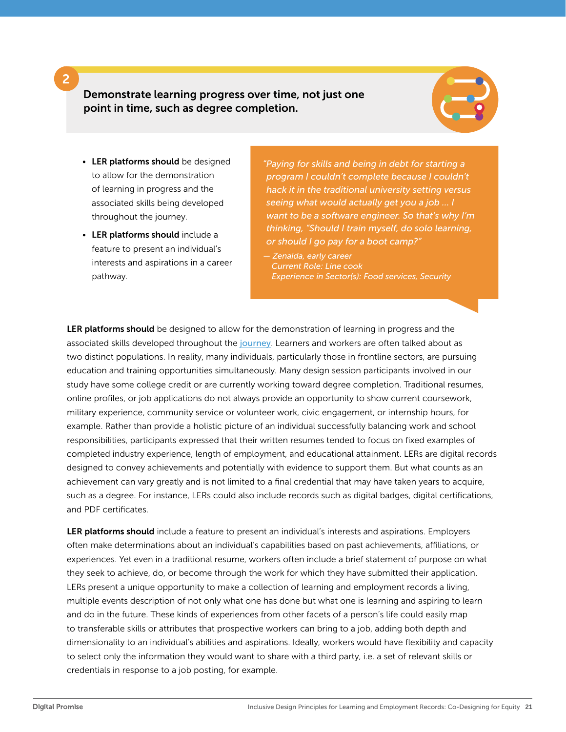## 2 Demonstrate learning progress over time, not just one point in time, such as degree completion.

- **LER platforms should** be designed to allow for the demonstration of learning in progress and the associated skills being developed throughout the journey.
- **LER platforms should** include a feature to present an individual's interests and aspirations in a career pathway.

> *"Paying for skills and being in debt for starting a program I couldn't complete because I couldn't hack it in the traditional university setting versus seeing what would actually get you a job ... I want to be a software engineer. So that's why I'm thinking, "Should I train myself, do solo learning, or should I go pay for a boot camp?"*
>
> *— Zenaida, early career*
> *Current Role: Line cook*
> *Experience in Sector(s): Food services, Security*

**LER platforms should** be designed to allow for the demonstration of learning in progress and the associated skills developed throughout the journey. Learners and workers are often talked about as two distinct populations. In reality, many individuals, particularly those in frontline sectors, are pursuing education and training opportunities simultaneously. Many design session participants involved in our study have some college credit or are currently working toward degree completion. Traditional resumes, online profiles, or job applications do not always provide an opportunity to show current coursework, military experience, community service or volunteer work, civic engagement, or internship hours, for example. Rather than provide a holistic picture of an individual successfully balancing work and school responsibilities, participants expressed that their written resumes tended to focus on fixed examples of completed industry experience, length of employment, and educational attainment. LERs are digital records designed to convey achievements and potentially with evidence to support them. But what counts as an achievement can vary greatly and is not limited to a final credential that may have taken years to acquire, such as a degree. For instance, LERs could also include records such as digital badges, digital certifications, and PDF certificates.

**LER platforms should** include a feature to present an individual's interests and aspirations. Employers often make determinations about an individual's capabilities based on past achievements, affiliations, or experiences. Yet even in a traditional resume, workers often include a brief statement of purpose on what they seek to achieve, do, or become through the work for which they have submitted their application. LERs present a unique opportunity to make a collection of learning and employment records a living, multiple events description of not only what one has done but what one is learning and aspiring to learn and do in the future. These kinds of experiences from other facets of a person's life could easily map to transferable skills or attributes that prospective workers can bring to a job, adding both depth and dimensionality to an individual's abilities and aspirations. Ideally, workers would have flexibility and capacity to select only the information they would want to share with a third party, i.e. a set of relevant skills or credentials in response to a job posting, for example.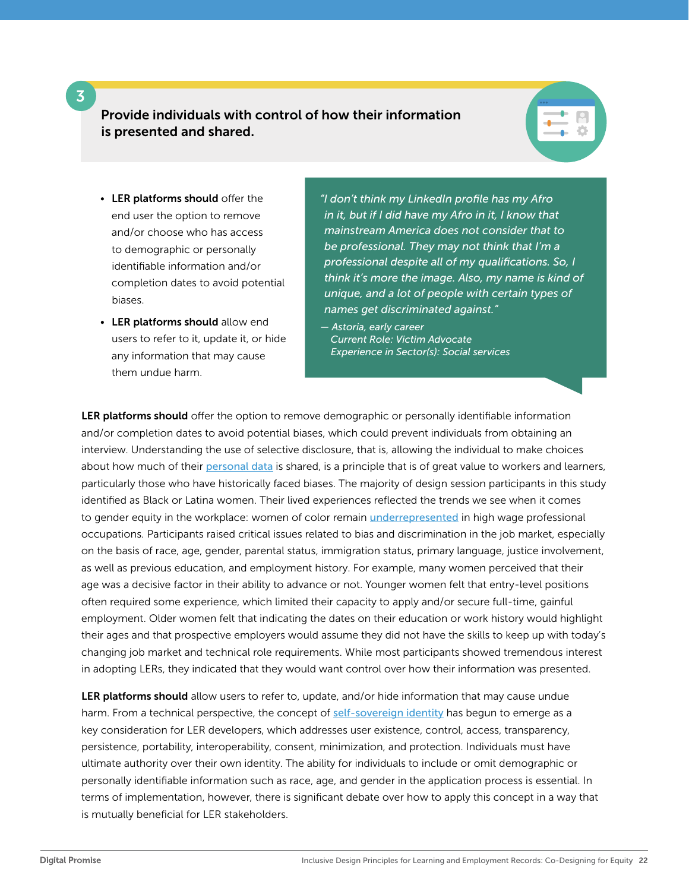## 3 Provide individuals with control of how their information is presented and shared.

- **LER platforms should** offer the end user the option to remove and/or choose who has access to demographic or personally identifiable information and/or completion dates to avoid potential biases.
- **LER platforms should** allow end users to refer to it, update it, or hide any information that may cause them undue harm.

> *"I don't think my LinkedIn profile has my Afro in it, but if I did have my Afro in it, I know that mainstream America does not consider that to be professional. They may not think that I'm a professional despite all of my qualifications. So, I think it's more the image. Also, my name is kind of unique, and a lot of people with certain types of names get discriminated against."*
>
> *— Astoria, early career*
> *Current Role: Victim Advocate*
> *Experience in Sector(s): Social services*

**LER platforms should** offer the option to remove demographic or personally identifiable information and/or completion dates to avoid potential biases, which could prevent individuals from obtaining an interview. Understanding the use of selective disclosure, that is, allowing the individual to make choices about how much of their personal data is shared, is a principle that is of great value to workers and learners, particularly those who have historically faced biases. The majority of design session participants in this study identified as Black or Latina women. Their lived experiences reflected the trends we see when it comes to gender equity in the workplace: women of color remain underrepresented in high wage professional occupations. Participants raised critical issues related to bias and discrimination in the job market, especially on the basis of race, age, gender, parental status, immigration status, primary language, justice involvement, as well as previous education, and employment history. For example, many women perceived that their age was a decisive factor in their ability to advance or not. Younger women felt that entry-level positions often required some experience, which limited their capacity to apply and/or secure full-time, gainful employment. Older women felt that indicating the dates on their education or work history would highlight their ages and that prospective employers would assume they did not have the skills to keep up with today's changing job market and technical role requirements. While most participants showed tremendous interest in adopting LERs, they indicated that they would want control over how their information was presented.

**LER platforms should** allow users to refer to, update, and/or hide information that may cause undue harm. From a technical perspective, the concept of self-sovereign identity has begun to emerge as a key consideration for LER developers, which addresses user existence, control, access, transparency, persistence, portability, interoperability, consent, minimization, and protection. Individuals must have ultimate authority over their own identity. The ability for individuals to include or omit demographic or personally identifiable information such as race, age, and gender in the application process is essential. In terms of implementation, however, there is significant debate over how to apply this concept in a way that is mutually beneficial for LER stakeholders.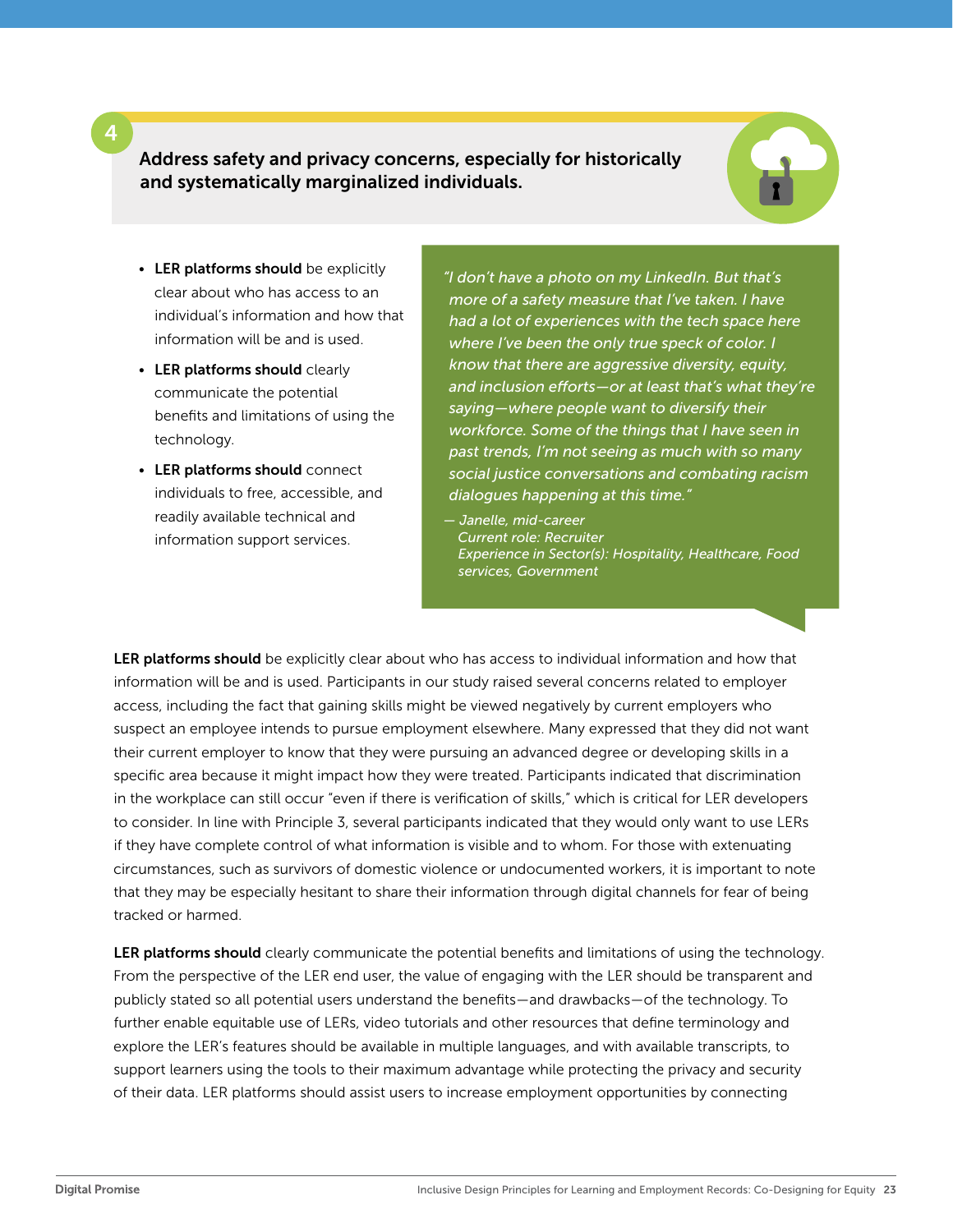## 4 Address safety and privacy concerns, especially for historically and systematically marginalized individuals.

- **LER platforms should** be explicitly clear about who has access to an individual's information and how that information will be and is used.
- **LER platforms should** clearly communicate the potential benefits and limitations of using the technology.
- **LER platforms should** connect individuals to free, accessible, and readily available technical and information support services.

> *"I don't have a photo on my LinkedIn. But that's more of a safety measure that I've taken. I have had a lot of experiences with the tech space here where I've been the only true speck of color. I know that there are aggressive diversity, equity, and inclusion efforts—or at least that's what they're saying—where people want to diversify their workforce. Some of the things that I have seen in past trends, I'm not seeing as much with so many social justice conversations and combating racism dialogues happening at this time."*
>
> *— Janelle, mid-career*
> *Current role: Recruiter*
> *Experience in Sector(s): Hospitality, Healthcare, Food services, Government*

**LER platforms should** be explicitly clear about who has access to individual information and how that information will be and is used. Participants in our study raised several concerns related to employer access, including the fact that gaining skills might be viewed negatively by current employers who suspect an employee intends to pursue employment elsewhere. Many expressed that they did not want their current employer to know that they were pursuing an advanced degree or developing skills in a specific area because it might impact how they were treated. Participants indicated that discrimination in the workplace can still occur "even if there is verification of skills," which is critical for LER developers to consider. In line with Principle 3, several participants indicated that they would only want to use LERs if they have complete control of what information is visible and to whom. For those with extenuating circumstances, such as survivors of domestic violence or undocumented workers, it is important to note that they may be especially hesitant to share their information through digital channels for fear of being tracked or harmed.

**LER platforms should** clearly communicate the potential benefits and limitations of using the technology. From the perspective of the LER end user, the value of engaging with the LER should be transparent and publicly stated so all potential users understand the benefits—and drawbacks—of the technology. To further enable equitable use of LERs, video tutorials and other resources that define terminology and explore the LER's features should be available in multiple languages, and with available transcripts, to support learners using the tools to their maximum advantage while protecting the privacy and security of their data. LER platforms should assist users to increase employment opportunities by connecting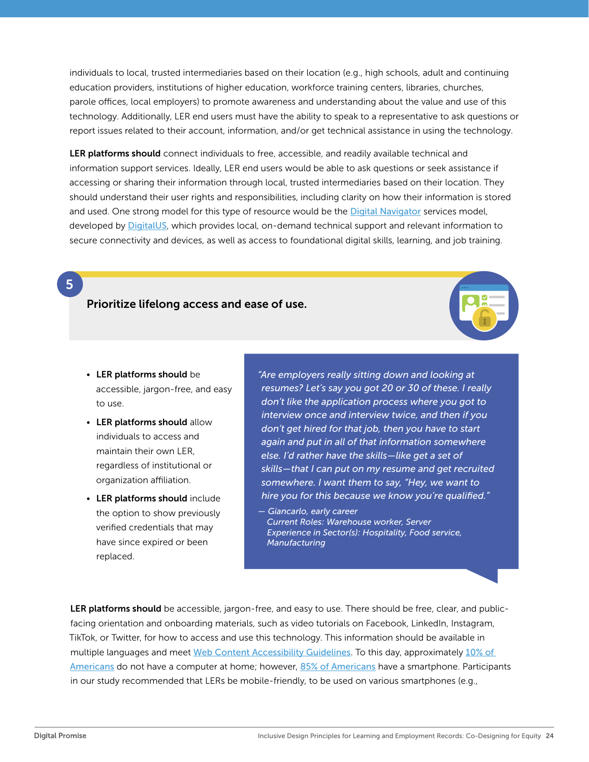individuals to local, trusted intermediaries based on their location (e.g., high schools, adult and continuing education providers, institutions of higher education, workforce training centers, libraries, churches, parole offices, local employers) to promote awareness and understanding about the value and use of this technology. Additionally, LER end users must have the ability to speak to a representative to ask questions or report issues related to their account, information, and/or get technical assistance in using the technology.

**LER platforms should** connect individuals to free, accessible, and readily available technical and information support services. Ideally, LER end users would be able to ask questions or seek assistance if accessing or sharing their information through local, trusted intermediaries based on their location. They should understand their user rights and responsibilities, including clarity on how their information is stored and used. One strong model for this type of resource would be the Digital Navigator services model, developed by DigitalUS, which provides local, on-demand technical support and relevant information to secure connectivity and devices, as well as access to foundational digital skills, learning, and job training.

## 5 Prioritize lifelong access and ease of use.

- **LER platforms should** be accessible, jargon-free, and easy to use.
- **LER platforms should** allow individuals to access and maintain their own LER, regardless of institutional or organization affiliation.
- **LER platforms should** include the option to show previously verified credentials that may have since expired or been replaced.

> *"Are employers really sitting down and looking at resumes? Let's say you got 20 or 30 of these. I really don't like the application process where you got to interview once and interview twice, and then if you don't get hired for that job, then you have to start again and put in all of that information somewhere else. I'd rather have the skills—like get a set of skills—that I can put on my resume and get recruited somewhere. I want them to say, "Hey, we want to hire you for this because we know you're qualified."*
>
> *— Giancarlo, early career*
> *Current Roles: Warehouse worker, Server*
> *Experience in Sector(s): Hospitality, Food service, Manufacturing*

**LER platforms should** be accessible, jargon-free, and easy to use. There should be free, clear, and public-facing orientation and onboarding materials, such as video tutorials on Facebook, LinkedIn, Instagram, TikTok, or Twitter, for how to access and use this technology. This information should be available in multiple languages and meet Web Content Accessibility Guidelines. To this day, approximately 10% of Americans do not have a computer at home; however, 85% of Americans have a smartphone. Participants in our study recommended that LERs be mobile-friendly, to be used on various smartphones (e.g.,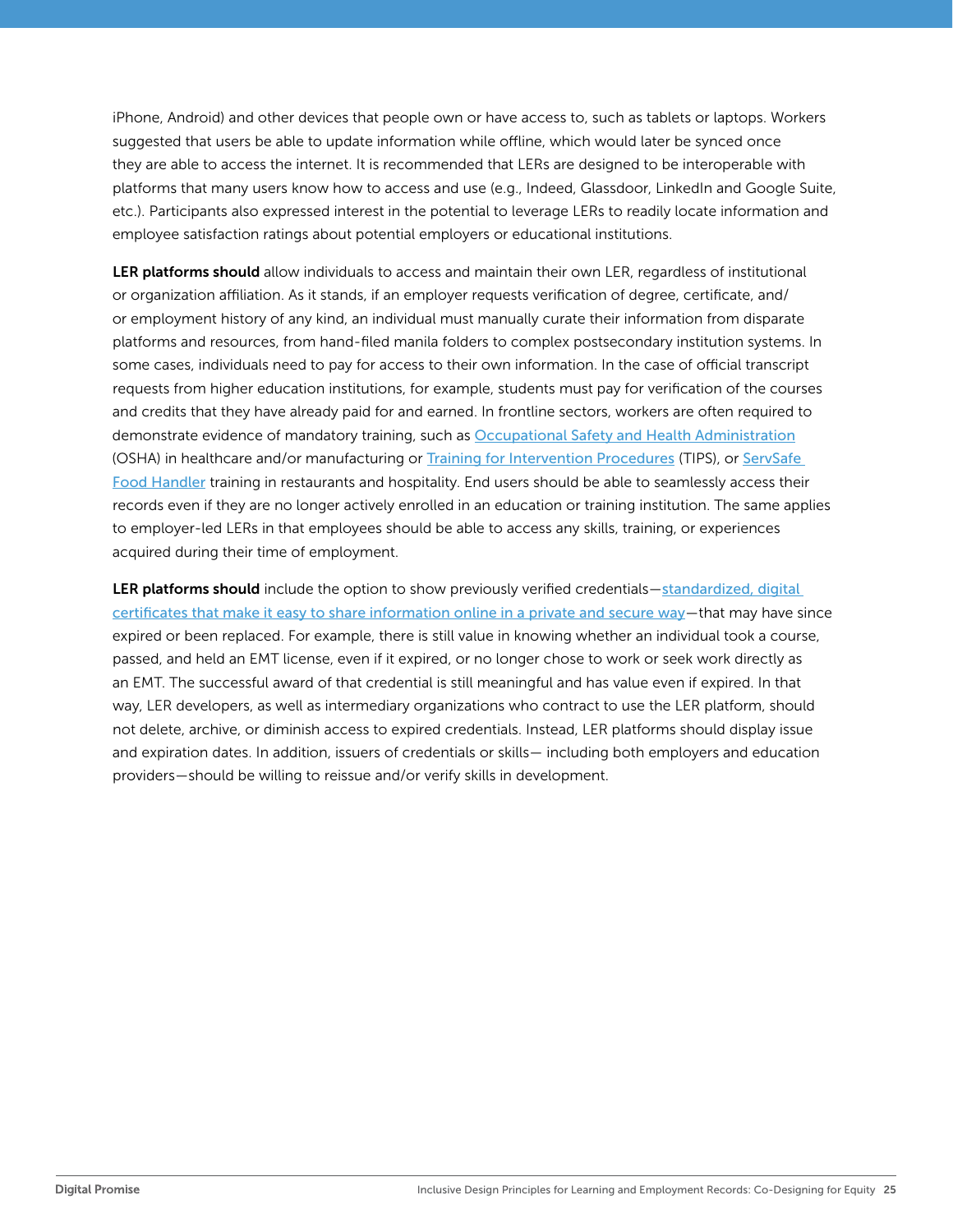iPhone, Android) and other devices that people own or have access to, such as tablets or laptops. Workers suggested that users be able to update information while offline, which would later be synced once they are able to access the internet. It is recommended that LERs are designed to be interoperable with platforms that many users know how to access and use (e.g., Indeed, Glassdoor, LinkedIn and Google Suite, etc.). Participants also expressed interest in the potential to leverage LERs to readily locate information and employee satisfaction ratings about potential employers or educational institutions.

**LER platforms should** allow individuals to access and maintain their own LER, regardless of institutional or organization affiliation. As it stands, if an employer requests verification of degree, certificate, and/or employment history of any kind, an individual must manually curate their information from disparate platforms and resources, from hand-filed manila folders to complex postsecondary institution systems. In some cases, individuals need to pay for access to their own information. In the case of official transcript requests from higher education institutions, for example, students must pay for verification of the courses and credits that they have already paid for and earned. In frontline sectors, workers are often required to demonstrate evidence of mandatory training, such as Occupational Safety and Health Administration (OSHA) in healthcare and/or manufacturing or Training for Intervention Procedures (TIPS), or ServSafe Food Handler training in restaurants and hospitality. End users should be able to seamlessly access their records even if they are no longer actively enrolled in an education or training institution. The same applies to employer-led LERs in that employees should be able to access any skills, training, or experiences acquired during their time of employment.

**LER platforms should** include the option to show previously verified credentials—standardized, digital certificates that make it easy to share information online in a private and secure way—that may have since expired or been replaced. For example, there is still value in knowing whether an individual took a course, passed, and held an EMT license, even if it expired, or no longer chose to work or seek work directly as an EMT. The successful award of that credential is still meaningful and has value even if expired. In that way, LER developers, as well as intermediary organizations who contract to use the LER platform, should not delete, archive, or diminish access to expired credentials. Instead, LER platforms should display issue and expiration dates. In addition, issuers of credentials or skills— including both employers and education providers—should be willing to reissue and/or verify skills in development.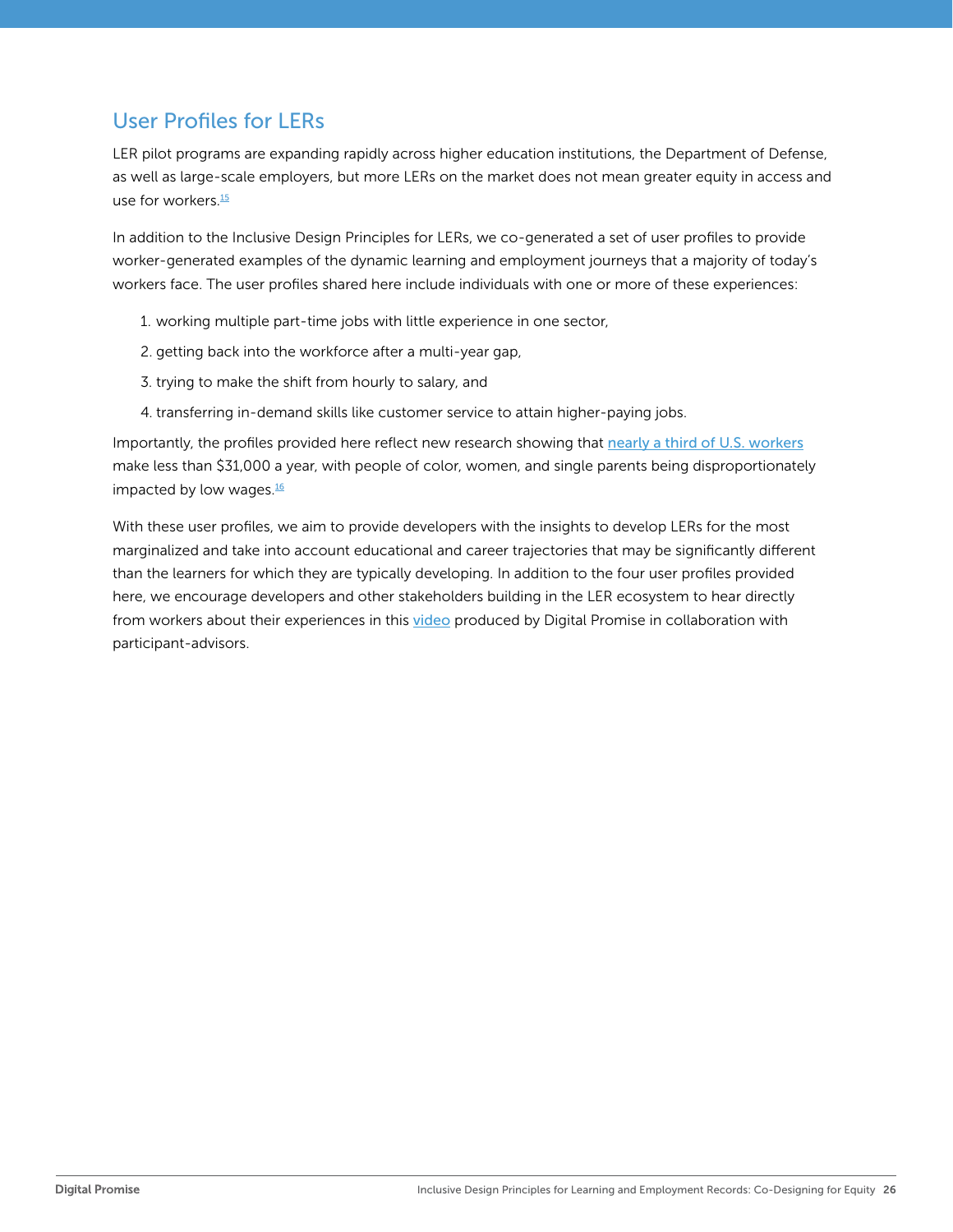## User Profiles for LERs

LER pilot programs are expanding rapidly across higher education institutions, the Department of Defense, as well as large-scale employers, but more LERs on the market does not mean greater equity in access and use for workers.[15]

In addition to the Inclusive Design Principles for LERs, we co-generated a set of user profiles to provide worker-generated examples of the dynamic learning and employment journeys that a majority of today's workers face. The user profiles shared here include individuals with one or more of these experiences:

1. working multiple part-time jobs with little experience in one sector,
2. getting back into the workforce after a multi-year gap,
3. trying to make the shift from hourly to salary, and
4. transferring in-demand skills like customer service to attain higher-paying jobs.

Importantly, the profiles provided here reflect new research showing that nearly a third of U.S. workers make less than $31,000 a year, with people of color, women, and single parents being disproportionately impacted by low wages.[16]

With these user profiles, we aim to provide developers with the insights to develop LERs for the most marginalized and take into account educational and career trajectories that may be significantly different than the learners for which they are typically developing. In addition to the four user profiles provided here, we encourage developers and other stakeholders building in the LER ecosystem to hear directly from workers about their experiences in this video produced by Digital Promise in collaboration with participant-advisors.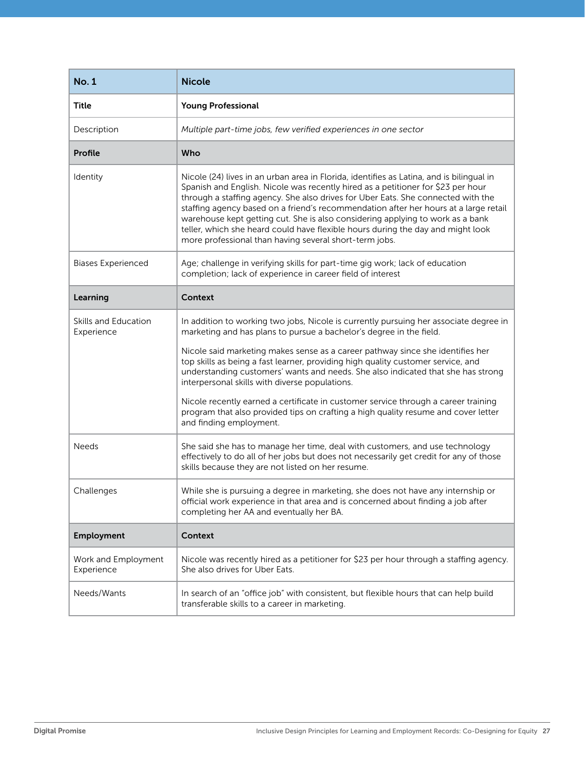| No. 1 | Nicole |
| --- | --- |
| **Title** | **Young Professional** |
| Description | *Multiple part-time jobs, few verified experiences in one sector* |
| **Profile** | **Who** |
| Identity | Nicole (24) lives in an urban area in Florida, identifies as Latina, and is bilingual in Spanish and English. Nicole was recently hired as a petitioner for $23 per hour through a staffing agency. She also drives for Uber Eats. She connected with the staffing agency based on a friend's recommendation after her hours at a large retail warehouse kept getting cut. She is also considering applying to work as a bank teller, which she heard could have flexible hours during the day and might look more professional than having several short-term jobs. |
| Biases Experienced | Age; challenge in verifying skills for part-time gig work; lack of education completion; lack of experience in career field of interest |
| **Learning** | **Context** |
| Skills and Education Experience | In addition to working two jobs, Nicole is currently pursuing her associate degree in marketing and has plans to pursue a bachelor's degree in the field.<br><br>Nicole said marketing makes sense as a career pathway since she identifies her top skills as being a fast learner, providing high quality customer service, and understanding customers' wants and needs. She also indicated that she has strong interpersonal skills with diverse populations.<br><br>Nicole recently earned a certificate in customer service through a career training program that also provided tips on crafting a high quality resume and cover letter and finding employment. |
| Needs | She said she has to manage her time, deal with customers, and use technology effectively to do all of her jobs but does not necessarily get credit for any of those skills because they are not listed on her resume. |
| Challenges | While she is pursuing a degree in marketing, she does not have any internship or official work experience in that area and is concerned about finding a job after completing her AA and eventually her BA. |
| **Employment** | **Context** |
| Work and Employment Experience | Nicole was recently hired as a petitioner for $23 per hour through a staffing agency. She also drives for Uber Eats. |
| Needs/Wants | In search of an "office job" with consistent, but flexible hours that can help build transferable skills to a career in marketing. |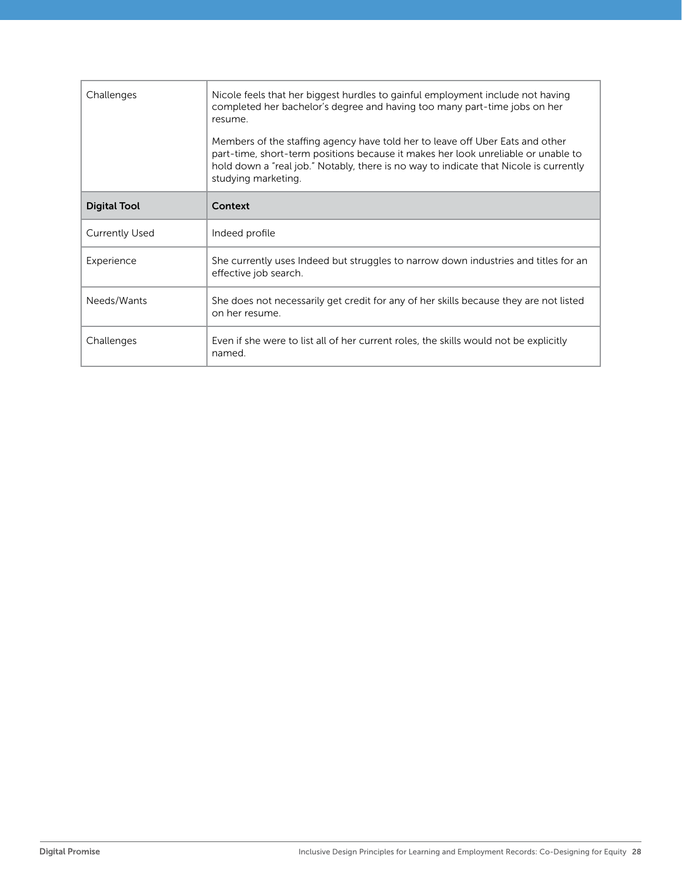| | |
|---|---|
| Challenges | Nicole feels that her biggest hurdles to gainful employment include not having completed her bachelor's degree and having too many part-time jobs on her resume.<br><br>Members of the staffing agency have told her to leave off Uber Eats and other part-time, short-term positions because it makes her look unreliable or unable to hold down a "real job." Notably, there is no way to indicate that Nicole is currently studying marketing. |
| **Digital Tool** | **Context** |
| Currently Used | Indeed profile |
| Experience | She currently uses Indeed but struggles to narrow down industries and titles for an effective job search. |
| Needs/Wants | She does not necessarily get credit for any of her skills because they are not listed on her resume. |
| Challenges | Even if she were to list all of her current roles, the skills would not be explicitly named. |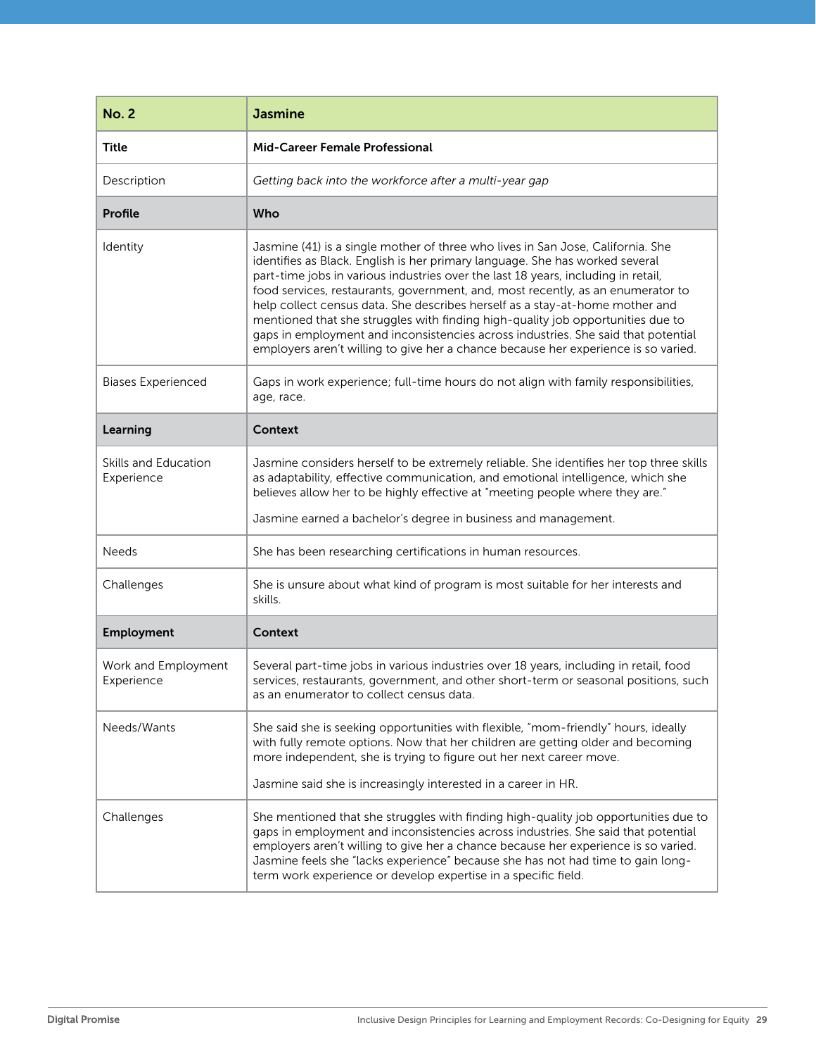| No. 2 | Jasmine |
|---|---|
| **Title** | **Mid-Career Female Professional** |
| Description | *Getting back into the workforce after a multi-year gap* |
| **Profile** | **Who** |
| Identity | Jasmine (41) is a single mother of three who lives in San Jose, California. She identifies as Black. English is her primary language. She has worked several part-time jobs in various industries over the last 18 years, including in retail, food services, restaurants, government, and, most recently, as an enumerator to help collect census data. She describes herself as a stay-at-home mother and mentioned that she struggles with finding high-quality job opportunities due to gaps in employment and inconsistencies across industries. She said that potential employers aren't willing to give her a chance because her experience is so varied. |
| Biases Experienced | Gaps in work experience; full-time hours do not align with family responsibilities, age, race. |
| **Learning** | **Context** |
| Skills and Education Experience | Jasmine considers herself to be extremely reliable. She identifies her top three skills as adaptability, effective communication, and emotional intelligence, which she believes allow her to be highly effective at "meeting people where they are."<br><br>Jasmine earned a bachelor's degree in business and management. |
| Needs | She has been researching certifications in human resources. |
| Challenges | She is unsure about what kind of program is most suitable for her interests and skills. |
| **Employment** | **Context** |
| Work and Employment Experience | Several part-time jobs in various industries over 18 years, including in retail, food services, restaurants, government, and other short-term or seasonal positions, such as an enumerator to collect census data. |
| Needs/Wants | She said she is seeking opportunities with flexible, "mom-friendly" hours, ideally with fully remote options. Now that her children are getting older and becoming more independent, she is trying to figure out her next career move.<br><br>Jasmine said she is increasingly interested in a career in HR. |
| Challenges | She mentioned that she struggles with finding high-quality job opportunities due to gaps in employment and inconsistencies across industries. She said that potential employers aren't willing to give her a chance because her experience is so varied. Jasmine feels she "lacks experience" because she has not had time to gain long-term work experience or develop expertise in a specific field. |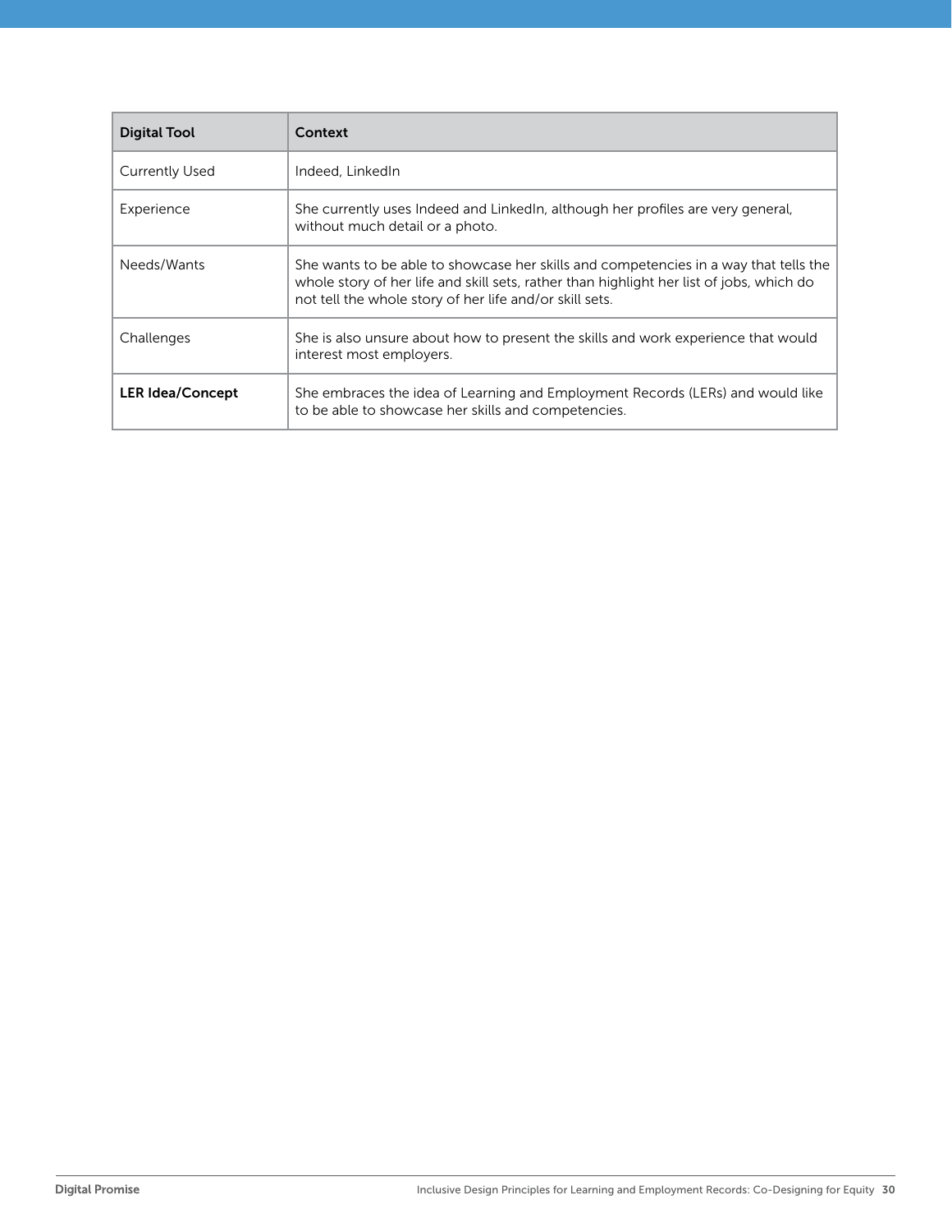| **Digital Tool** | **Context** |
| --- | --- |
| Currently Used | Indeed, LinkedIn |
| Experience | She currently uses Indeed and LinkedIn, although her profiles are very general, without much detail or a photo. |
| Needs/Wants | She wants to be able to showcase her skills and competencies in a way that tells the whole story of her life and skill sets, rather than highlight her list of jobs, which do not tell the whole story of her life and/or skill sets. |
| Challenges | She is also unsure about how to present the skills and work experience that would interest most employers. |
| **LER Idea/Concept** | She embraces the idea of Learning and Employment Records (LERs) and would like to be able to showcase her skills and competencies. |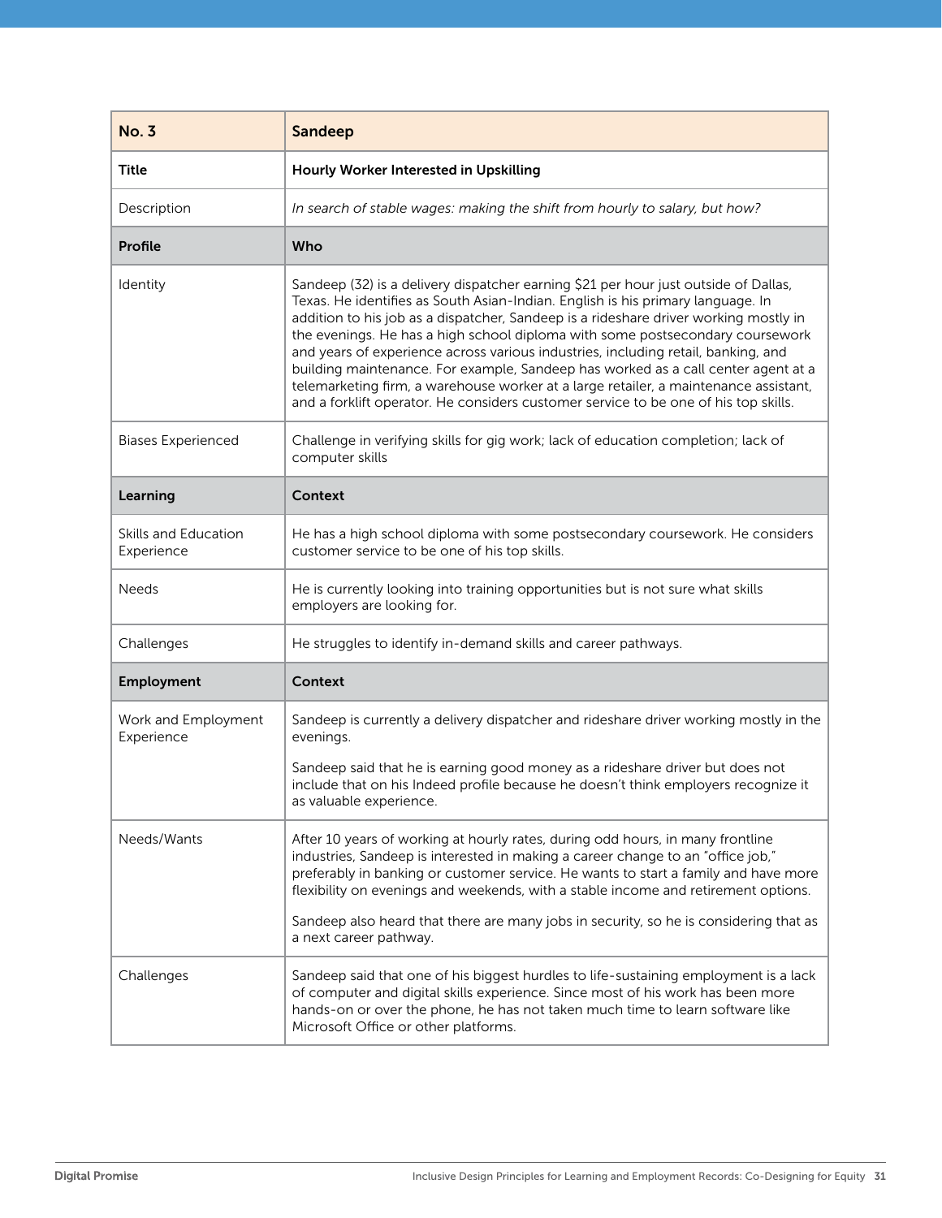| **No. 3** | **Sandeep** |
| --- | --- |
| **Title** | **Hourly Worker Interested in Upskilling** |
| Description | *In search of stable wages: making the shift from hourly to salary, but how?* |
| **Profile** | **Who** |
| Identity | Sandeep (32) is a delivery dispatcher earning $21 per hour just outside of Dallas, Texas. He identifies as South Asian-Indian. English is his primary language. In addition to his job as a dispatcher, Sandeep is a rideshare driver working mostly in the evenings. He has a high school diploma with some postsecondary coursework and years of experience across various industries, including retail, banking, and building maintenance. For example, Sandeep has worked as a call center agent at a telemarketing firm, a warehouse worker at a large retailer, a maintenance assistant, and a forklift operator. He considers customer service to be one of his top skills. |
| Biases Experienced | Challenge in verifying skills for gig work; lack of education completion; lack of computer skills |
| **Learning** | **Context** |
| Skills and Education Experience | He has a high school diploma with some postsecondary coursework. He considers customer service to be one of his top skills. |
| Needs | He is currently looking into training opportunities but is not sure what skills employers are looking for. |
| Challenges | He struggles to identify in-demand skills and career pathways. |
| **Employment** | **Context** |
| Work and Employment Experience | Sandeep is currently a delivery dispatcher and rideshare driver working mostly in the evenings.<br><br>Sandeep said that he is earning good money as a rideshare driver but does not include that on his Indeed profile because he doesn't think employers recognize it as valuable experience. |
| Needs/Wants | After 10 years of working at hourly rates, during odd hours, in many frontline industries, Sandeep is interested in making a career change to an "office job," preferably in banking or customer service. He wants to start a family and have more flexibility on evenings and weekends, with a stable income and retirement options.<br><br>Sandeep also heard that there are many jobs in security, so he is considering that as a next career pathway. |
| Challenges | Sandeep said that one of his biggest hurdles to life-sustaining employment is a lack of computer and digital skills experience. Since most of his work has been more hands-on or over the phone, he has not taken much time to learn software like Microsoft Office or other platforms. |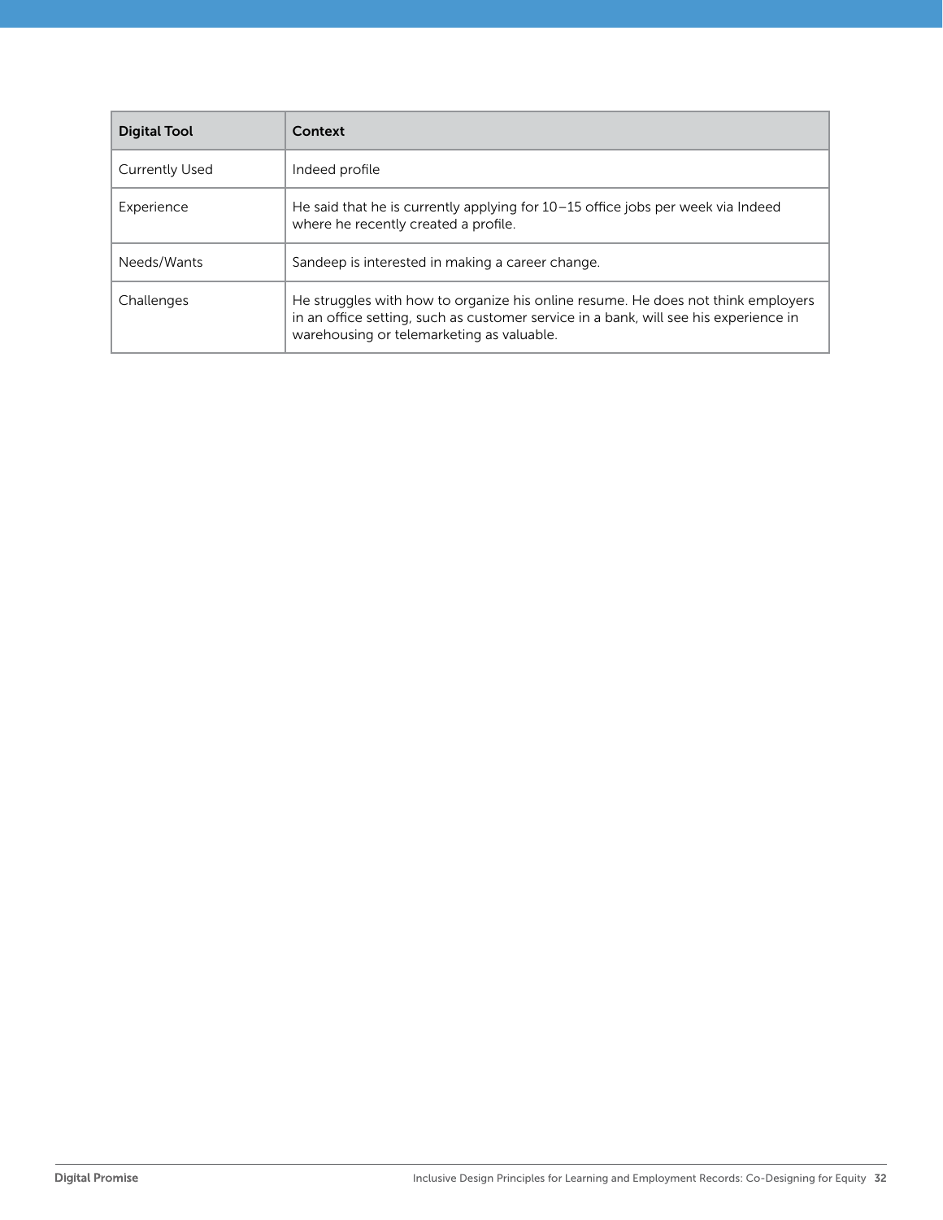| Digital Tool | Context |
| --- | --- |
| Currently Used | Indeed profile |
| Experience | He said that he is currently applying for 10–15 office jobs per week via Indeed where he recently created a profile. |
| Needs/Wants | Sandeep is interested in making a career change. |
| Challenges | He struggles with how to organize his online resume. He does not think employers in an office setting, such as customer service in a bank, will see his experience in warehousing or telemarketing as valuable. |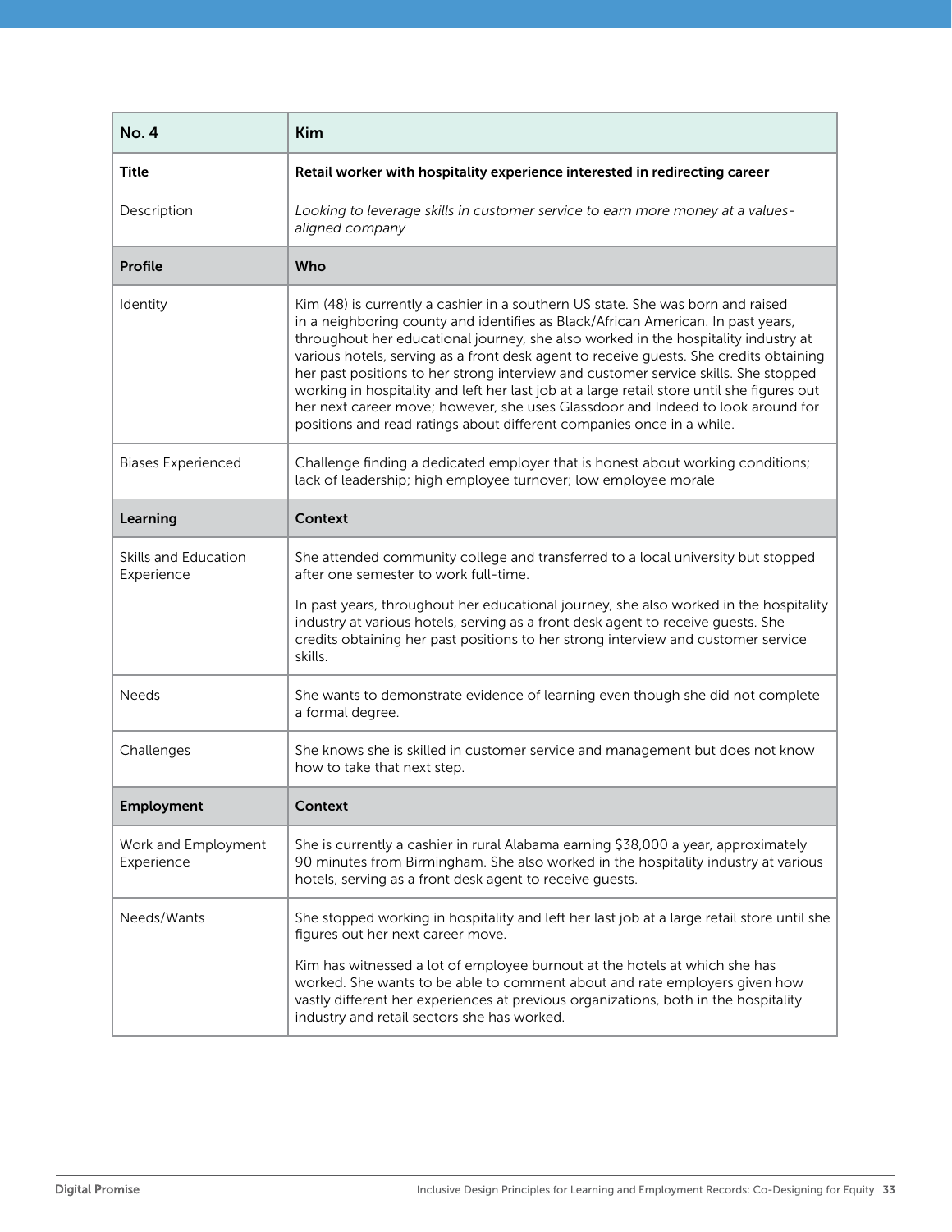| No. 4 | Kim |
|---|---|
| **Title** | **Retail worker with hospitality experience interested in redirecting career** |
| Description | *Looking to leverage skills in customer service to earn more money at a values-aligned company* |
| **Profile** | **Who** |
| Identity | Kim (48) is currently a cashier in a southern US state. She was born and raised in a neighboring county and identifies as Black/African American. In past years, throughout her educational journey, she also worked in the hospitality industry at various hotels, serving as a front desk agent to receive guests. She credits obtaining her past positions to her strong interview and customer service skills. She stopped working in hospitality and left her last job at a large retail store until she figures out her next career move; however, she uses Glassdoor and Indeed to look around for positions and read ratings about different companies once in a while. |
| Biases Experienced | Challenge finding a dedicated employer that is honest about working conditions; lack of leadership; high employee turnover; low employee morale |
| **Learning** | **Context** |
| Skills and Education Experience | She attended community college and transferred to a local university but stopped after one semester to work full-time.<br><br>In past years, throughout her educational journey, she also worked in the hospitality industry at various hotels, serving as a front desk agent to receive guests. She credits obtaining her past positions to her strong interview and customer service skills. |
| Needs | She wants to demonstrate evidence of learning even though she did not complete a formal degree. |
| Challenges | She knows she is skilled in customer service and management but does not know how to take that next step. |
| **Employment** | **Context** |
| Work and Employment Experience | She is currently a cashier in rural Alabama earning $38,000 a year, approximately 90 minutes from Birmingham. She also worked in the hospitality industry at various hotels, serving as a front desk agent to receive guests. |
| Needs/Wants | She stopped working in hospitality and left her last job at a large retail store until she figures out her next career move.<br><br>Kim has witnessed a lot of employee burnout at the hotels at which she has worked. She wants to be able to comment about and rate employers given how vastly different her experiences at previous organizations, both in the hospitality industry and retail sectors she has worked. |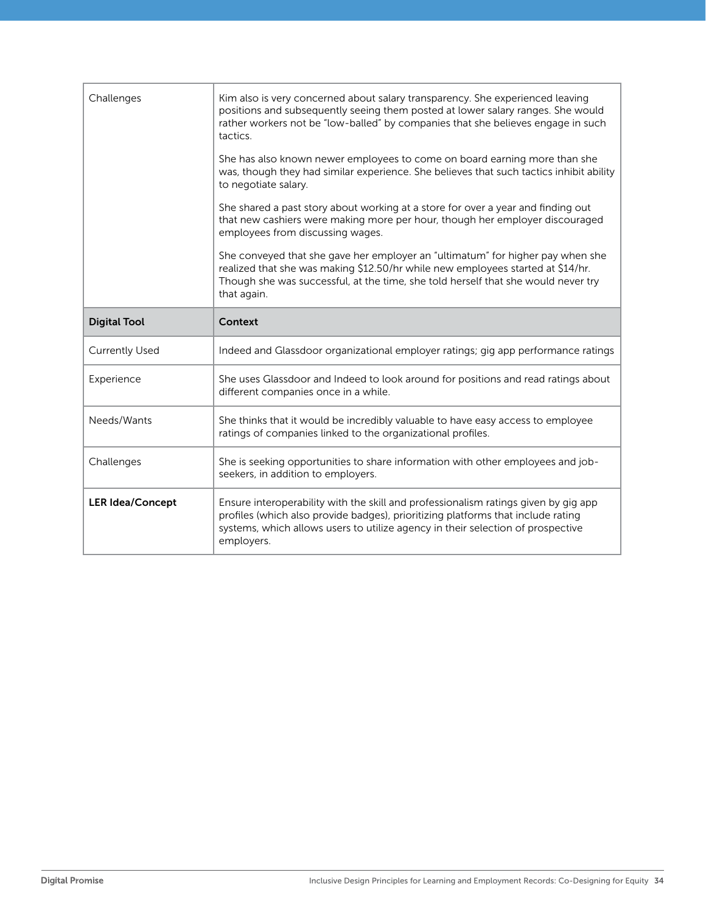| Challenges | Kim also is very concerned about salary transparency. She experienced leaving positions and subsequently seeing them posted at lower salary ranges. She would rather workers not be "low-balled" by companies that she believes engage in such tactics.<br><br>She has also known newer employees to come on board earning more than she was, though they had similar experience. She believes that such tactics inhibit ability to negotiate salary.<br><br>She shared a past story about working at a store for over a year and finding out that new cashiers were making more per hour, though her employer discouraged employees from discussing wages.<br><br>She conveyed that she gave her employer an "ultimatum" for higher pay when she realized that she was making $12.50/hr while new employees started at $14/hr. Though she was successful, at the time, she told herself that she would never try that again. |
|---|---|
| **Digital Tool** | **Context** |
| Currently Used | Indeed and Glassdoor organizational employer ratings; gig app performance ratings |
| Experience | She uses Glassdoor and Indeed to look around for positions and read ratings about different companies once in a while. |
| Needs/Wants | She thinks that it would be incredibly valuable to have easy access to employee ratings of companies linked to the organizational profiles. |
| Challenges | She is seeking opportunities to share information with other employees and job-seekers, in addition to employers. |
| **LER Idea/Concept** | Ensure interoperability with the skill and professionalism ratings given by gig app profiles (which also provide badges), prioritizing platforms that include rating systems, which allows users to utilize agency in their selection of prospective employers. |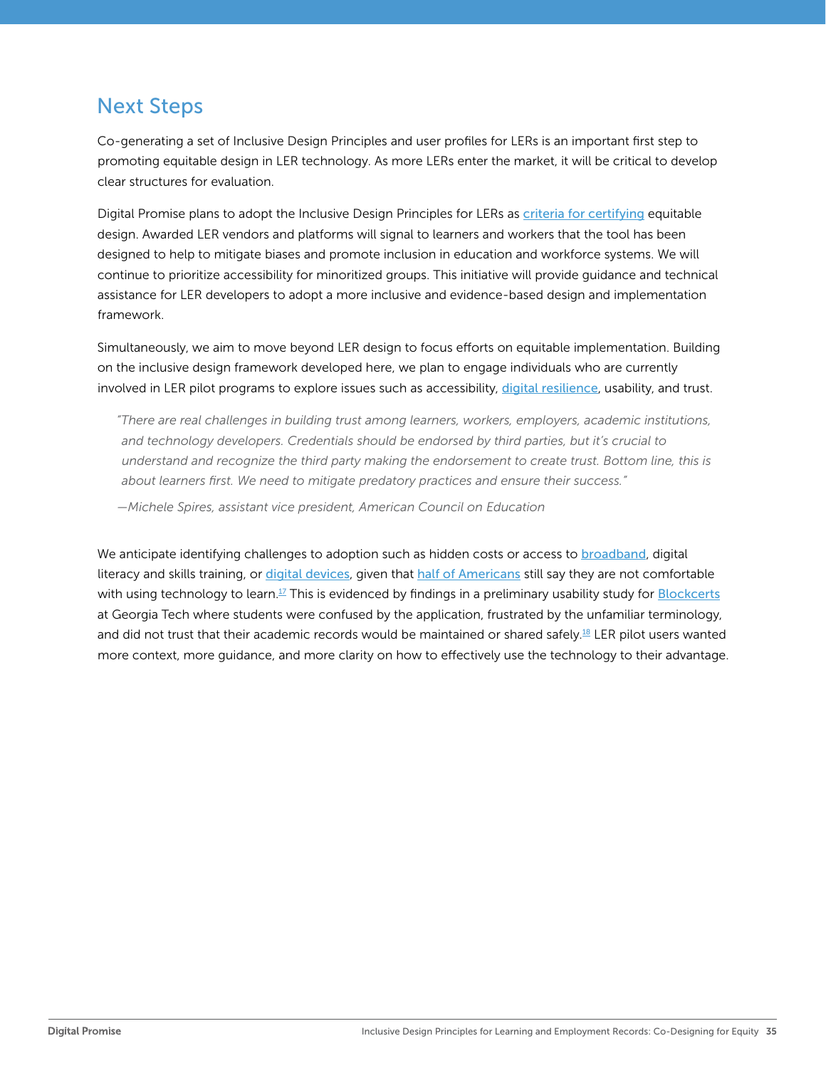## Next Steps

Co-generating a set of Inclusive Design Principles and user profiles for LERs is an important first step to promoting equitable design in LER technology. As more LERs enter the market, it will be critical to develop clear structures for evaluation.

Digital Promise plans to adopt the Inclusive Design Principles for LERs as criteria for certifying equitable design. Awarded LER vendors and platforms will signal to learners and workers that the tool has been designed to help to mitigate biases and promote inclusion in education and workforce systems. We will continue to prioritize accessibility for minoritized groups. This initiative will provide guidance and technical assistance for LER developers to adopt a more inclusive and evidence-based design and implementation framework.

Simultaneously, we aim to move beyond LER design to focus efforts on equitable implementation. Building on the inclusive design framework developed here, we plan to engage individuals who are currently involved in LER pilot programs to explore issues such as accessibility, digital resilience, usability, and trust.

> *"There are real challenges in building trust among learners, workers, employers, academic institutions, and technology developers. Credentials should be endorsed by third parties, but it's crucial to understand and recognize the third party making the endorsement to create trust. Bottom line, this is about learners first. We need to mitigate predatory practices and ensure their success."*
>
> *—Michele Spires, assistant vice president, American Council on Education*

We anticipate identifying challenges to adoption such as hidden costs or access to broadband, digital literacy and skills training, or digital devices, given that half of Americans still say they are not comfortable with using technology to learn.[17] This is evidenced by findings in a preliminary usability study for Blockcerts at Georgia Tech where students were confused by the application, frustrated by the unfamiliar terminology, and did not trust that their academic records would be maintained or shared safely.[18] LER pilot users wanted more context, more guidance, and more clarity on how to effectively use the technology to their advantage.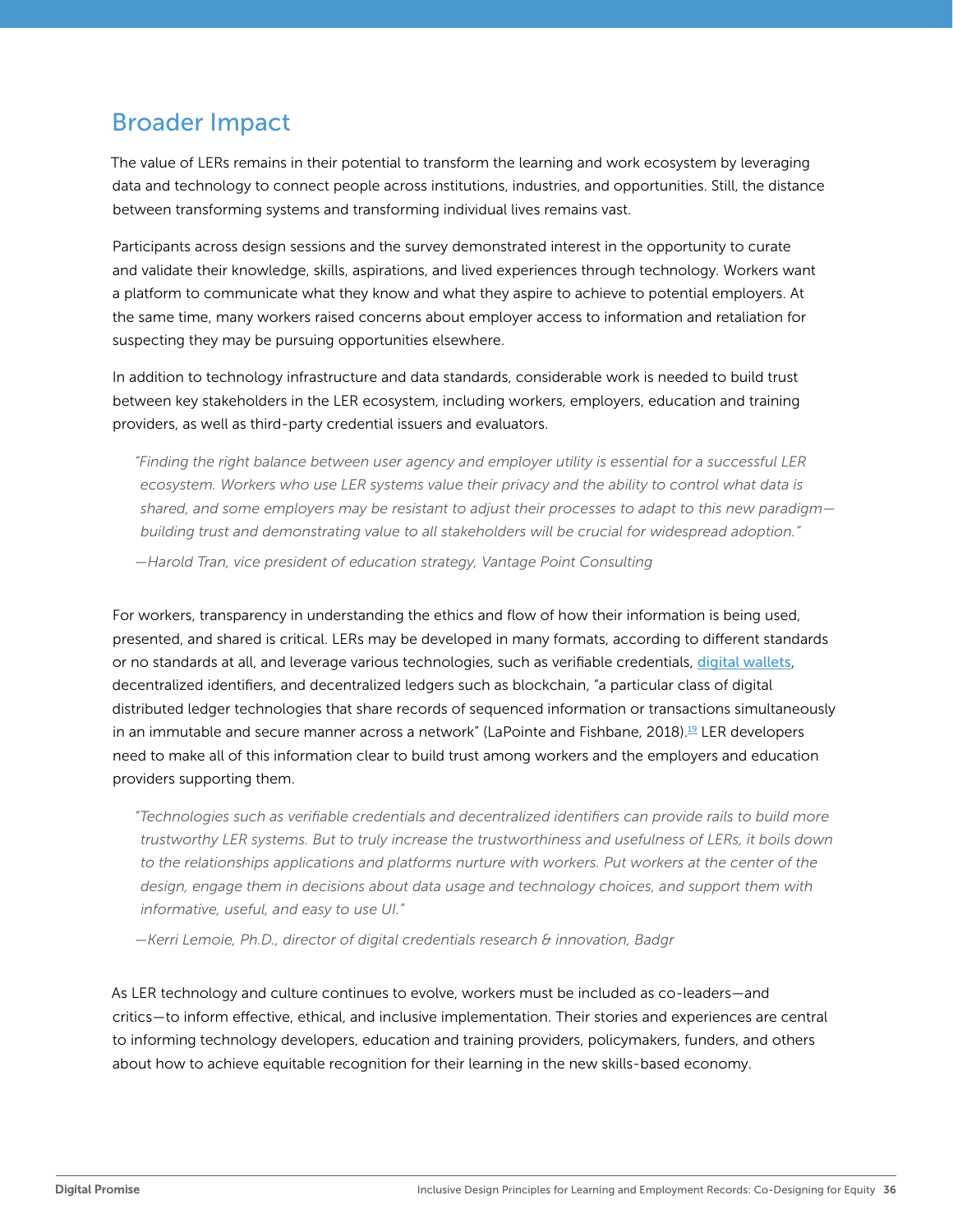## Broader Impact

The value of LERs remains in their potential to transform the learning and work ecosystem by leveraging data and technology to connect people across institutions, industries, and opportunities. Still, the distance between transforming systems and transforming individual lives remains vast.

Participants across design sessions and the survey demonstrated interest in the opportunity to curate and validate their knowledge, skills, aspirations, and lived experiences through technology. Workers want a platform to communicate what they know and what they aspire to achieve to potential employers. At the same time, many workers raised concerns about employer access to information and retaliation for suspecting they may be pursuing opportunities elsewhere.

In addition to technology infrastructure and data standards, considerable work is needed to build trust between key stakeholders in the LER ecosystem, including workers, employers, education and training providers, as well as third-party credential issuers and evaluators.

> *"Finding the right balance between user agency and employer utility is essential for a successful LER ecosystem. Workers who use LER systems value their privacy and the ability to control what data is shared, and some employers may be resistant to adjust their processes to adapt to this new paradigm—building trust and demonstrating value to all stakeholders will be crucial for widespread adoption."*
>
> *—Harold Tran, vice president of education strategy, Vantage Point Consulting*

For workers, transparency in understanding the ethics and flow of how their information is being used, presented, and shared is critical. LERs may be developed in many formats, according to different standards or no standards at all, and leverage various technologies, such as verifiable credentials, digital wallets, decentralized identifiers, and decentralized ledgers such as blockchain, "a particular class of digital distributed ledger technologies that share records of sequenced information or transactions simultaneously in an immutable and secure manner across a network" (LaPointe and Fishbane, 2018).[19] LER developers need to make all of this information clear to build trust among workers and the employers and education providers supporting them.

> *"Technologies such as verifiable credentials and decentralized identifiers can provide rails to build more trustworthy LER systems. But to truly increase the trustworthiness and usefulness of LERs, it boils down to the relationships applications and platforms nurture with workers. Put workers at the center of the design, engage them in decisions about data usage and technology choices, and support them with informative, useful, and easy to use UI."*
>
> *—Kerri Lemoie, Ph.D., director of digital credentials research & innovation, Badgr*

As LER technology and culture continues to evolve, workers must be included as co-leaders—and critics—to inform effective, ethical, and inclusive implementation. Their stories and experiences are central to informing technology developers, education and training providers, policymakers, funders, and others about how to achieve equitable recognition for their learning in the new skills-based economy.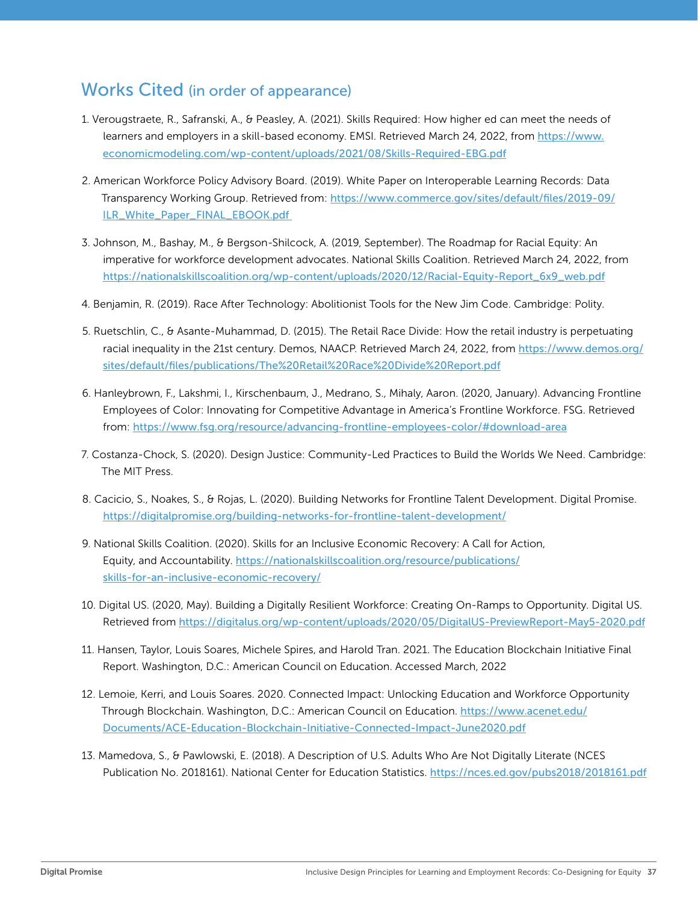## Works Cited (in order of appearance)

1. Verougstraete, R., Safranski, A., & Peasley, A. (2021). Skills Required: How higher ed can meet the needs of learners and employers in a skill-based economy. EMSI. Retrieved March 24, 2022, from https://www.economicmodeling.com/wp-content/uploads/2021/08/Skills-Required-EBG.pdf

2. American Workforce Policy Advisory Board. (2019). White Paper on Interoperable Learning Records: Data Transparency Working Group. Retrieved from: https://www.commerce.gov/sites/default/files/2019-09/ILR_White_Paper_FINAL_EBOOK.pdf

3. Johnson, M., Bashay, M., & Bergson-Shilcock, A. (2019, September). The Roadmap for Racial Equity: An imperative for workforce development advocates. National Skills Coalition. Retrieved March 24, 2022, from https://nationalskillscoalition.org/wp-content/uploads/2020/12/Racial-Equity-Report_6x9_web.pdf

4. Benjamin, R. (2019). Race After Technology: Abolitionist Tools for the New Jim Code. Cambridge: Polity.

5. Ruetschlin, C., & Asante-Muhammad, D. (2015). The Retail Race Divide: How the retail industry is perpetuating racial inequality in the 21st century. Demos, NAACP. Retrieved March 24, 2022, from https://www.demos.org/sites/default/files/publications/The%20Retail%20Race%20Divide%20Report.pdf

6. Hanleybrown, F., Lakshmi, I., Kirschenbaum, J., Medrano, S., Mihaly, Aaron. (2020, January). Advancing Frontline Employees of Color: Innovating for Competitive Advantage in America's Frontline Workforce. FSG. Retrieved from: https://www.fsg.org/resource/advancing-frontline-employees-color/#download-area

7. Costanza-Chock, S. (2020). Design Justice: Community-Led Practices to Build the Worlds We Need. Cambridge: The MIT Press.

8. Cacicio, S., Noakes, S., & Rojas, L. (2020). Building Networks for Frontline Talent Development. Digital Promise. https://digitalpromise.org/building-networks-for-frontline-talent-development/

9. National Skills Coalition. (2020). Skills for an Inclusive Economic Recovery: A Call for Action, Equity, and Accountability. https://nationalskillscoalition.org/resource/publications/skills-for-an-inclusive-economic-recovery/

10. Digital US. (2020, May). Building a Digitally Resilient Workforce: Creating On-Ramps to Opportunity. Digital US. Retrieved from https://digitalus.org/wp-content/uploads/2020/05/DigitalUS-PreviewReport-May5-2020.pdf

11. Hansen, Taylor, Louis Soares, Michele Spires, and Harold Tran. 2021. The Education Blockchain Initiative Final Report. Washington, D.C.: American Council on Education. Accessed March, 2022

12. Lemoie, Kerri, and Louis Soares. 2020. Connected Impact: Unlocking Education and Workforce Opportunity Through Blockchain. Washington, D.C.: American Council on Education. https://www.acenet.edu/Documents/ACE-Education-Blockchain-Initiative-Connected-Impact-June2020.pdf

13. Mamedova, S., & Pawlowski, E. (2018). A Description of U.S. Adults Who Are Not Digitally Literate (NCES Publication No. 2018161). National Center for Education Statistics. https://nces.ed.gov/pubs2018/2018161.pdf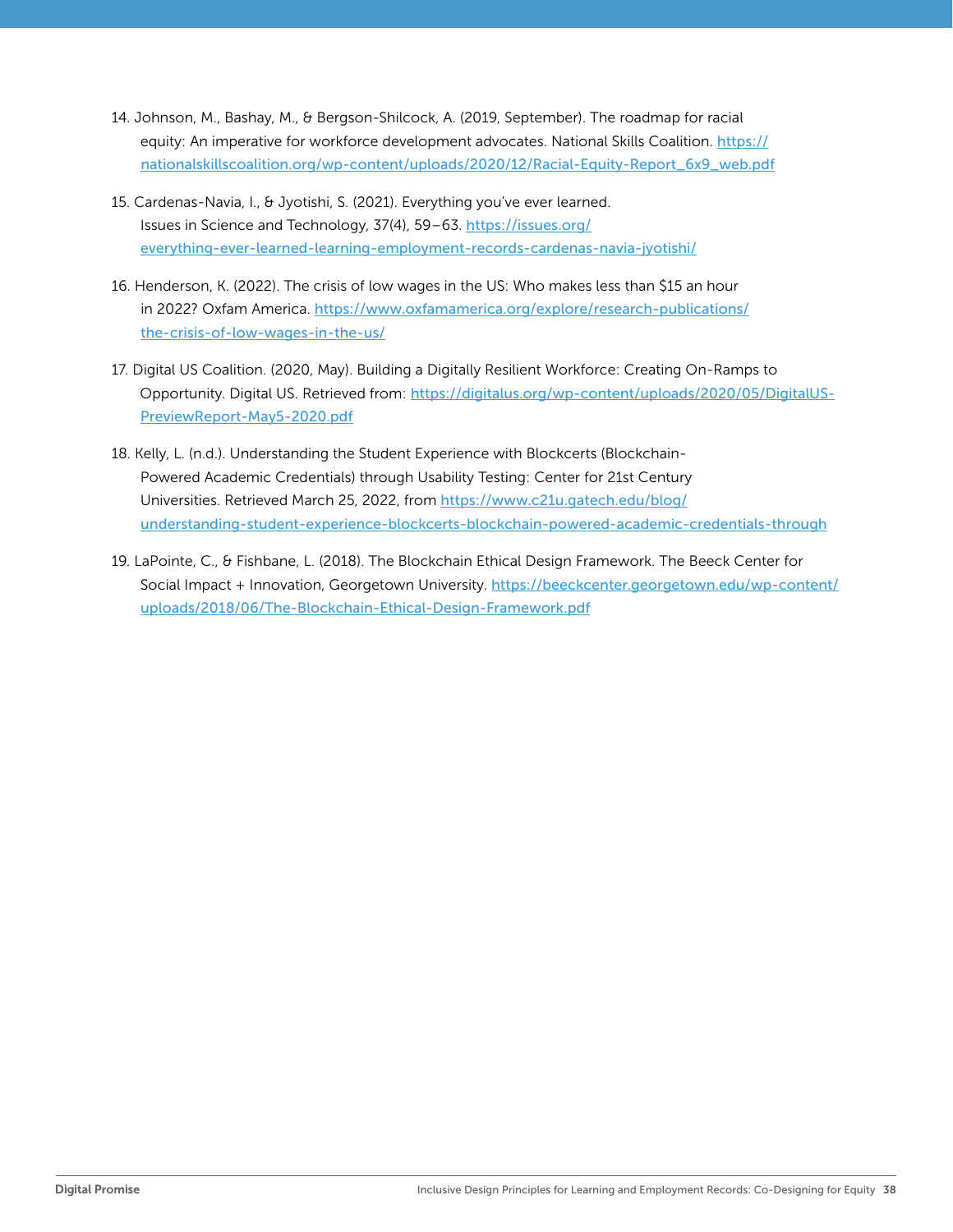14. Johnson, M., Bashay, M., & Bergson-Shilcock, A. (2019, September). The roadmap for racial equity: An imperative for workforce development advocates. National Skills Coalition. https://nationalskillscoalition.org/wp-content/uploads/2020/12/Racial-Equity-Report_6x9_web.pdf

15. Cardenas-Navia, I., & Jyotishi, S. (2021). Everything you've ever learned. Issues in Science and Technology, 37(4), 59–63. https://issues.org/everything-ever-learned-learning-employment-records-cardenas-navia-jyotishi/

16. Henderson, K. (2022). The crisis of low wages in the US: Who makes less than $15 an hour in 2022? Oxfam America. https://www.oxfamamerica.org/explore/research-publications/the-crisis-of-low-wages-in-the-us/

17. Digital US Coalition. (2020, May). Building a Digitally Resilient Workforce: Creating On-Ramps to Opportunity. Digital US. Retrieved from: https://digitalus.org/wp-content/uploads/2020/05/DigitalUS-PreviewReport-May5-2020.pdf

18. Kelly, L. (n.d.). Understanding the Student Experience with Blockcerts (Blockchain-Powered Academic Credentials) through Usability Testing: Center for 21st Century Universities. Retrieved March 25, 2022, from https://www.c21u.gatech.edu/blog/understanding-student-experience-blockcerts-blockchain-powered-academic-credentials-through

19. LaPointe, C., & Fishbane, L. (2018). The Blockchain Ethical Design Framework. The Beeck Center for Social Impact + Innovation, Georgetown University. https://beeckcenter.georgetown.edu/wp-content/uploads/2018/06/The-Blockchain-Ethical-Design-Framework.pdf